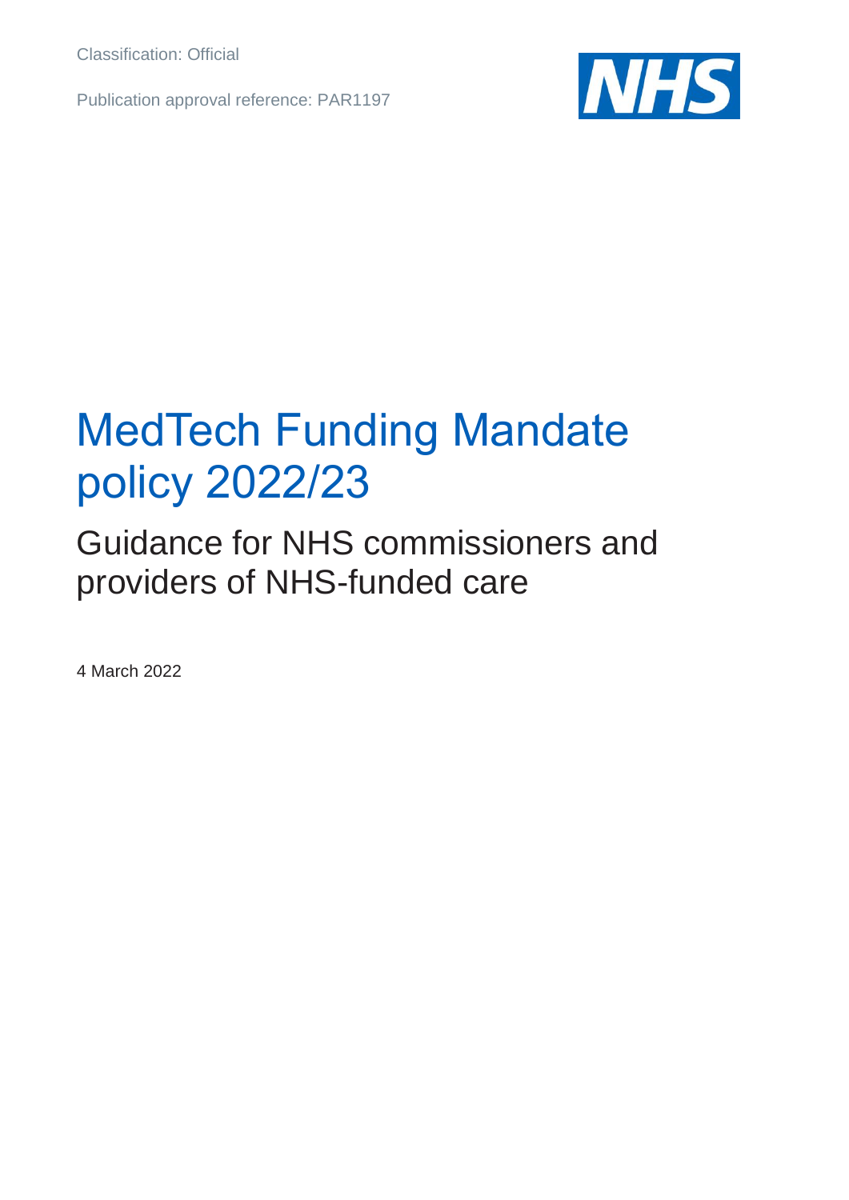Classification: Official

Publication approval reference: PAR1197

NHS

# MedTech Funding Mandate policy 2022/23

## Guidance for NHS commissioners and providers of NHS-funded care

4 March 2022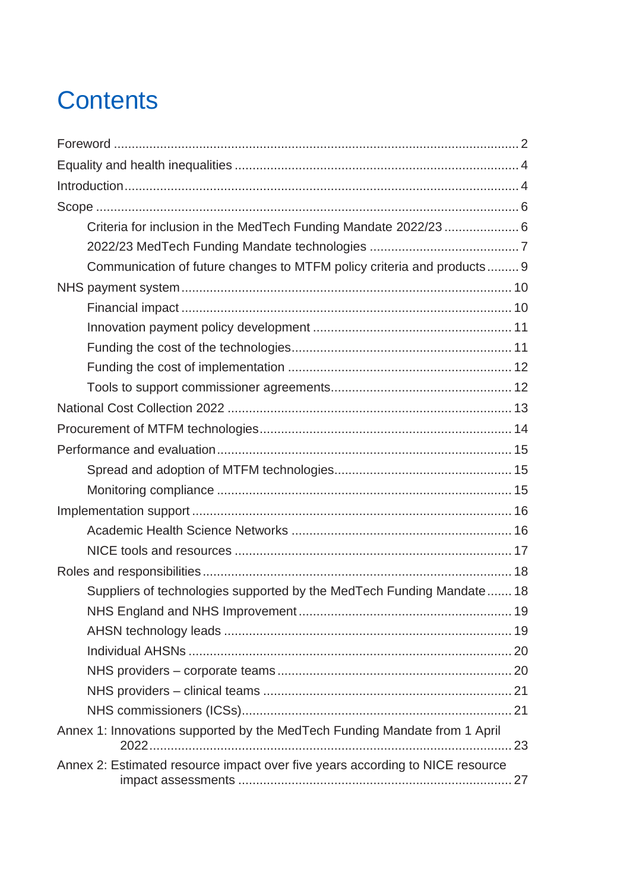# Contents

Foreword ..... 2

Equality and health inequalities ..... 4

Introduction ..... 4

Scope ..... 6

- Criteria for inclusion in the MedTech Funding Mandate 2022/23 ..... 6
- 2022/23 MedTech Funding Mandate technologies ..... 7
- Communication of future changes to MTFM policy criteria and products ..... 9

NHS payment system ..... 10

- Financial impact ..... 10
- Innovation payment policy development ..... 11
- Funding the cost of the technologies ..... 11
- Funding the cost of implementation ..... 12
- Tools to support commissioner agreements ..... 12

National Cost Collection 2022 ..... 13

Procurement of MTFM technologies ..... 14

Performance and evaluation ..... 15

- Spread and adoption of MTFM technologies ..... 15
- Monitoring compliance ..... 15

Implementation support ..... 16

- Academic Health Science Networks ..... 16
- NICE tools and resources ..... 17

Roles and responsibilities ..... 18

- Suppliers of technologies supported by the MedTech Funding Mandate ..... 18
- NHS England and NHS Improvement ..... 19
- AHSN technology leads ..... 19
- Individual AHSNs ..... 20
- NHS providers – corporate teams ..... 20
- NHS providers – clinical teams ..... 21
- NHS commissioners (ICSs) ..... 21

Annex 1: Innovations supported by the MedTech Funding Mandate from 1 April 2022 ..... 23

Annex 2: Estimated resource impact over five years according to NICE resource impact assessments ..... 27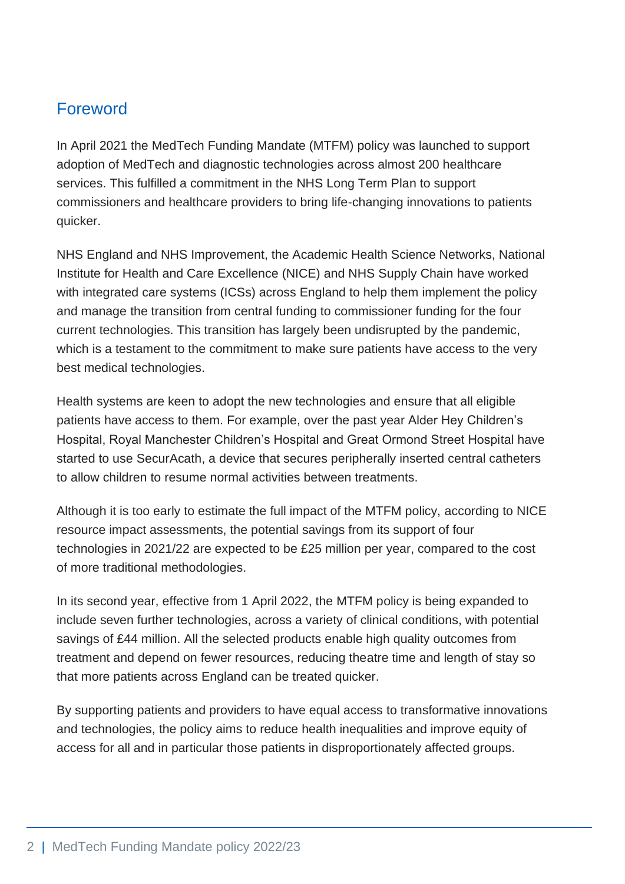## Foreword

In April 2021 the MedTech Funding Mandate (MTFM) policy was launched to support adoption of MedTech and diagnostic technologies across almost 200 healthcare services. This fulfilled a commitment in the NHS Long Term Plan to support commissioners and healthcare providers to bring life-changing innovations to patients quicker.

NHS England and NHS Improvement, the Academic Health Science Networks, National Institute for Health and Care Excellence (NICE) and NHS Supply Chain have worked with integrated care systems (ICSs) across England to help them implement the policy and manage the transition from central funding to commissioner funding for the four current technologies. This transition has largely been undisrupted by the pandemic, which is a testament to the commitment to make sure patients have access to the very best medical technologies.

Health systems are keen to adopt the new technologies and ensure that all eligible patients have access to them. For example, over the past year Alder Hey Children's Hospital, Royal Manchester Children's Hospital and Great Ormond Street Hospital have started to use SecurAcath, a device that secures peripherally inserted central catheters to allow children to resume normal activities between treatments.

Although it is too early to estimate the full impact of the MTFM policy, according to NICE resource impact assessments, the potential savings from its support of four technologies in 2021/22 are expected to be £25 million per year, compared to the cost of more traditional methodologies.

In its second year, effective from 1 April 2022, the MTFM policy is being expanded to include seven further technologies, across a variety of clinical conditions, with potential savings of £44 million. All the selected products enable high quality outcomes from treatment and depend on fewer resources, reducing theatre time and length of stay so that more patients across England can be treated quicker.

By supporting patients and providers to have equal access to transformative innovations and technologies, the policy aims to reduce health inequalities and improve equity of access for all and in particular those patients in disproportionately affected groups.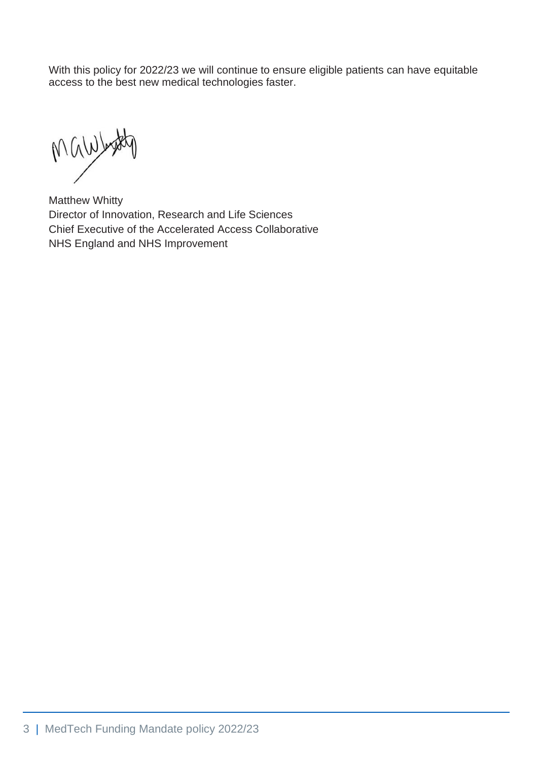With this policy for 2022/23 we will continue to ensure eligible patients can have equitable access to the best new medical technologies faster.

Matthew Whitty
Director of Innovation, Research and Life Sciences
Chief Executive of the Accelerated Access Collaborative
NHS England and NHS Improvement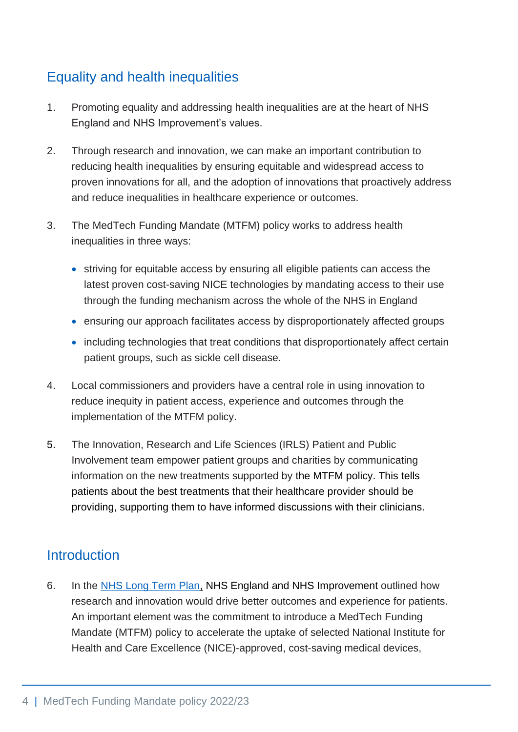## Equality and health inequalities

1. Promoting equality and addressing health inequalities are at the heart of NHS England and NHS Improvement's values.

2. Through research and innovation, we can make an important contribution to reducing health inequalities by ensuring equitable and widespread access to proven innovations for all, and the adoption of innovations that proactively address and reduce inequalities in healthcare experience or outcomes.

3. The MedTech Funding Mandate (MTFM) policy works to address health inequalities in three ways:

   - striving for equitable access by ensuring all eligible patients can access the latest proven cost-saving NICE technologies by mandating access to their use through the funding mechanism across the whole of the NHS in England
   - ensuring our approach facilitates access by disproportionately affected groups
   - including technologies that treat conditions that disproportionately affect certain patient groups, such as sickle cell disease.

4. Local commissioners and providers have a central role in using innovation to reduce inequity in patient access, experience and outcomes through the implementation of the MTFM policy.

5. The Innovation, Research and Life Sciences (IRLS) Patient and Public Involvement team empower patient groups and charities by communicating information on the new treatments supported by the MTFM policy. This tells patients about the best treatments that their healthcare provider should be providing, supporting them to have informed discussions with their clinicians.

## Introduction

6. In the NHS Long Term Plan, NHS England and NHS Improvement outlined how research and innovation would drive better outcomes and experience for patients. An important element was the commitment to introduce a MedTech Funding Mandate (MTFM) policy to accelerate the uptake of selected National Institute for Health and Care Excellence (NICE)-approved, cost-saving medical devices,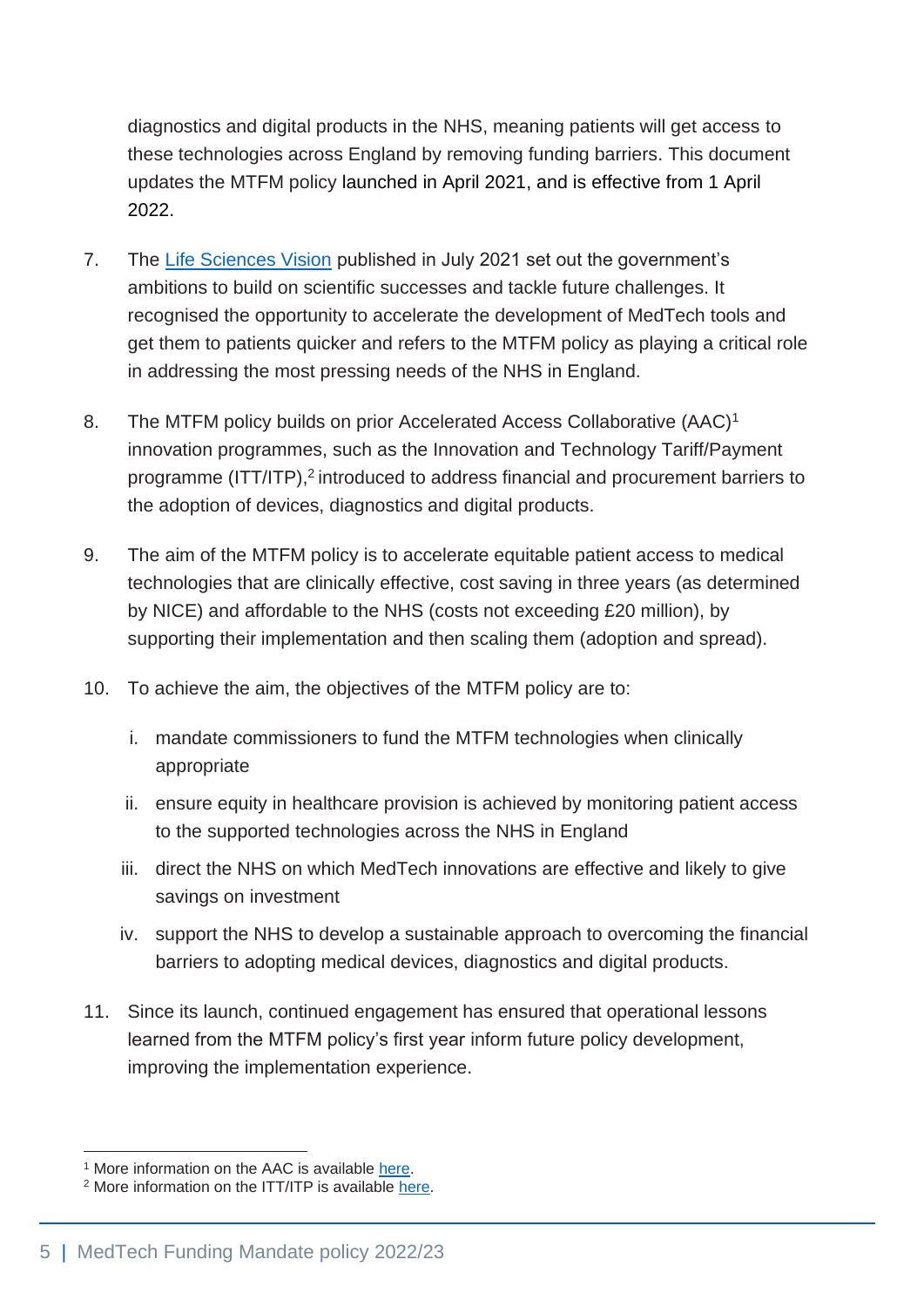diagnostics and digital products in the NHS, meaning patients will get access to these technologies across England by removing funding barriers. This document updates the MTFM policy launched in April 2021, and is effective from 1 April 2022.

7. The Life Sciences Vision published in July 2021 set out the government's ambitions to build on scientific successes and tackle future challenges. It recognised the opportunity to accelerate the development of MedTech tools and get them to patients quicker and refers to the MTFM policy as playing a critical role in addressing the most pressing needs of the NHS in England.

8. The MTFM policy builds on prior Accelerated Access Collaborative (AAC)[1] innovation programmes, such as the Innovation and Technology Tariff/Payment programme (ITT/ITP),[2] introduced to address financial and procurement barriers to the adoption of devices, diagnostics and digital products.

9. The aim of the MTFM policy is to accelerate equitable patient access to medical technologies that are clinically effective, cost saving in three years (as determined by NICE) and affordable to the NHS (costs not exceeding £20 million), by supporting their implementation and then scaling them (adoption and spread).

10. To achieve the aim, the objectives of the MTFM policy are to:

    i. mandate commissioners to fund the MTFM technologies when clinically appropriate

    ii. ensure equity in healthcare provision is achieved by monitoring patient access to the supported technologies across the NHS in England

    iii. direct the NHS on which MedTech innovations are effective and likely to give savings on investment

    iv. support the NHS to develop a sustainable approach to overcoming the financial barriers to adopting medical devices, diagnostics and digital products.

11. Since its launch, continued engagement has ensured that operational lessons learned from the MTFM policy's first year inform future policy development, improving the implementation experience.

---

[1] More information on the AAC is available here.

[2] More information on the ITT/ITP is available here.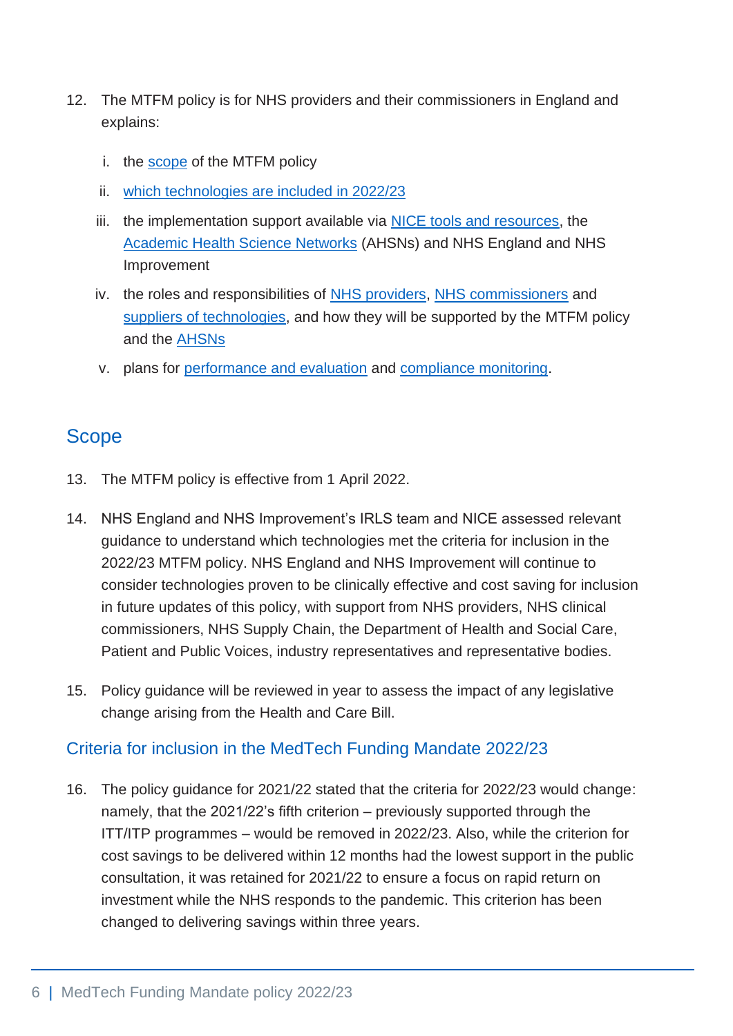12. The MTFM policy is for NHS providers and their commissioners in England and explains:

    i. the scope of the MTFM policy

    ii. which technologies are included in 2022/23

    iii. the implementation support available via NICE tools and resources, the Academic Health Science Networks (AHSNs) and NHS England and NHS Improvement

    iv. the roles and responsibilities of NHS providers, NHS commissioners and suppliers of technologies, and how they will be supported by the MTFM policy and the AHSNs

    v. plans for performance and evaluation and compliance monitoring.

## Scope

13. The MTFM policy is effective from 1 April 2022.

14. NHS England and NHS Improvement's IRLS team and NICE assessed relevant guidance to understand which technologies met the criteria for inclusion in the 2022/23 MTFM policy. NHS England and NHS Improvement will continue to consider technologies proven to be clinically effective and cost saving for inclusion in future updates of this policy, with support from NHS providers, NHS clinical commissioners, NHS Supply Chain, the Department of Health and Social Care, Patient and Public Voices, industry representatives and representative bodies.

15. Policy guidance will be reviewed in year to assess the impact of any legislative change arising from the Health and Care Bill.

### Criteria for inclusion in the MedTech Funding Mandate 2022/23

16. The policy guidance for 2021/22 stated that the criteria for 2022/23 would change: namely, that the 2021/22's fifth criterion – previously supported through the ITT/ITP programmes – would be removed in 2022/23. Also, while the criterion for cost savings to be delivered within 12 months had the lowest support in the public consultation, it was retained for 2021/22 to ensure a focus on rapid return on investment while the NHS responds to the pandemic. This criterion has been changed to delivering savings within three years.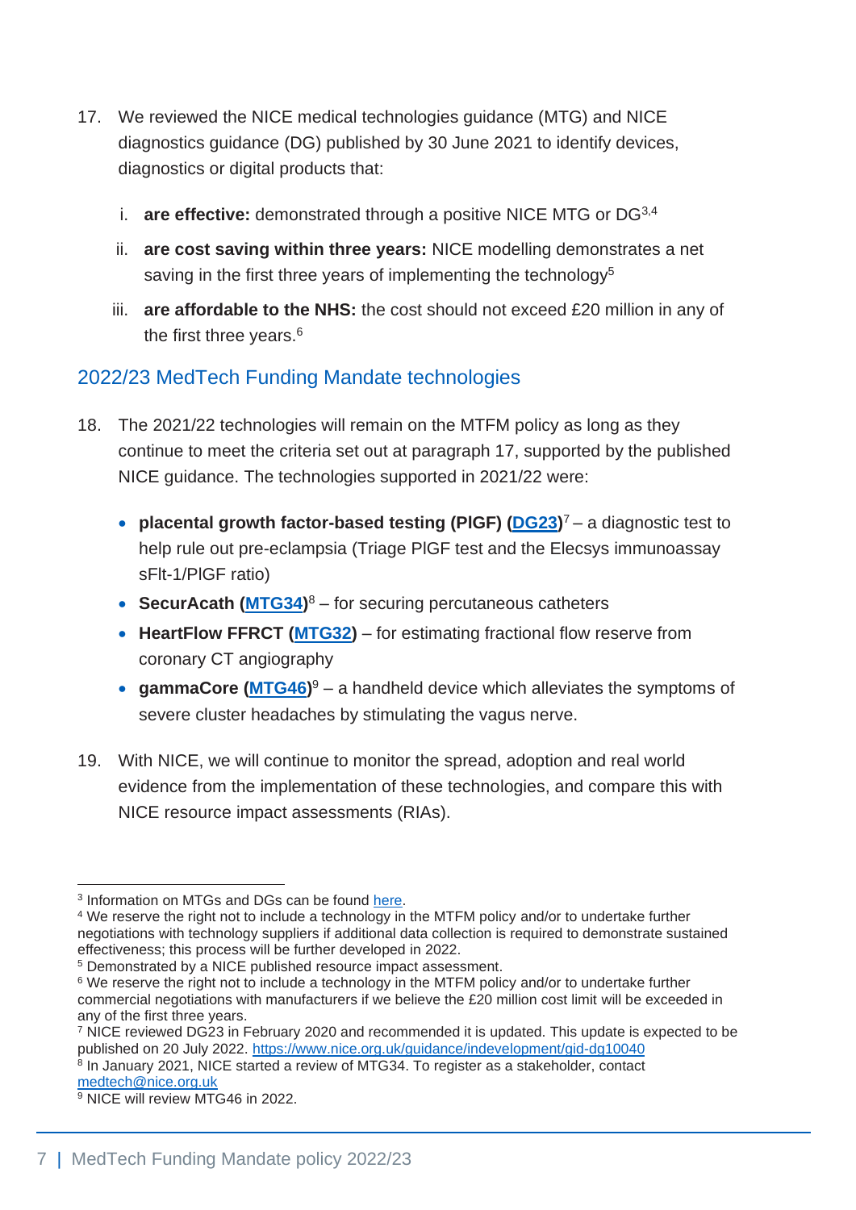17. We reviewed the NICE medical technologies guidance (MTG) and NICE diagnostics guidance (DG) published by 30 June 2021 to identify devices, diagnostics or digital products that:

    i. **are effective:** demonstrated through a positive NICE MTG or DG[3,4]

    ii. **are cost saving within three years:** NICE modelling demonstrates a net saving in the first three years of implementing the technology[5]

    iii. **are affordable to the NHS:** the cost should not exceed £20 million in any of the first three years.[6]

## 2022/23 MedTech Funding Mandate technologies

18. The 2021/22 technologies will remain on the MTFM policy as long as they continue to meet the criteria set out at paragraph 17, supported by the published NICE guidance. The technologies supported in 2021/22 were:

    - **placental growth factor-based testing (PlGF) (DG23)**[7] – a diagnostic test to help rule out pre-eclampsia (Triage PlGF test and the Elecsys immunoassay sFlt-1/PlGF ratio)
    - **SecurAcath (MTG34)**[8] – for securing percutaneous catheters
    - **HeartFlow FFRCT (MTG32)** – for estimating fractional flow reserve from coronary CT angiography
    - **gammaCore (MTG46)**[9] – a handheld device which alleviates the symptoms of severe cluster headaches by stimulating the vagus nerve.

19. With NICE, we will continue to monitor the spread, adoption and real world evidence from the implementation of these technologies, and compare this with NICE resource impact assessments (RIAs).

---

[3] Information on MTGs and DGs can be found here.

[4] We reserve the right not to include a technology in the MTFM policy and/or to undertake further negotiations with technology suppliers if additional data collection is required to demonstrate sustained effectiveness; this process will be further developed in 2022.

[5] Demonstrated by a NICE published resource impact assessment.

[6] We reserve the right not to include a technology in the MTFM policy and/or to undertake further commercial negotiations with manufacturers if we believe the £20 million cost limit will be exceeded in any of the first three years.

[7] NICE reviewed DG23 in February 2020 and recommended it is updated. This update is expected to be published on 20 July 2022. https://www.nice.org.uk/guidance/indevelopment/gid-dg10040

[8] In January 2021, NICE started a review of MTG34. To register as a stakeholder, contact medtech@nice.org.uk

[9] NICE will review MTG46 in 2022.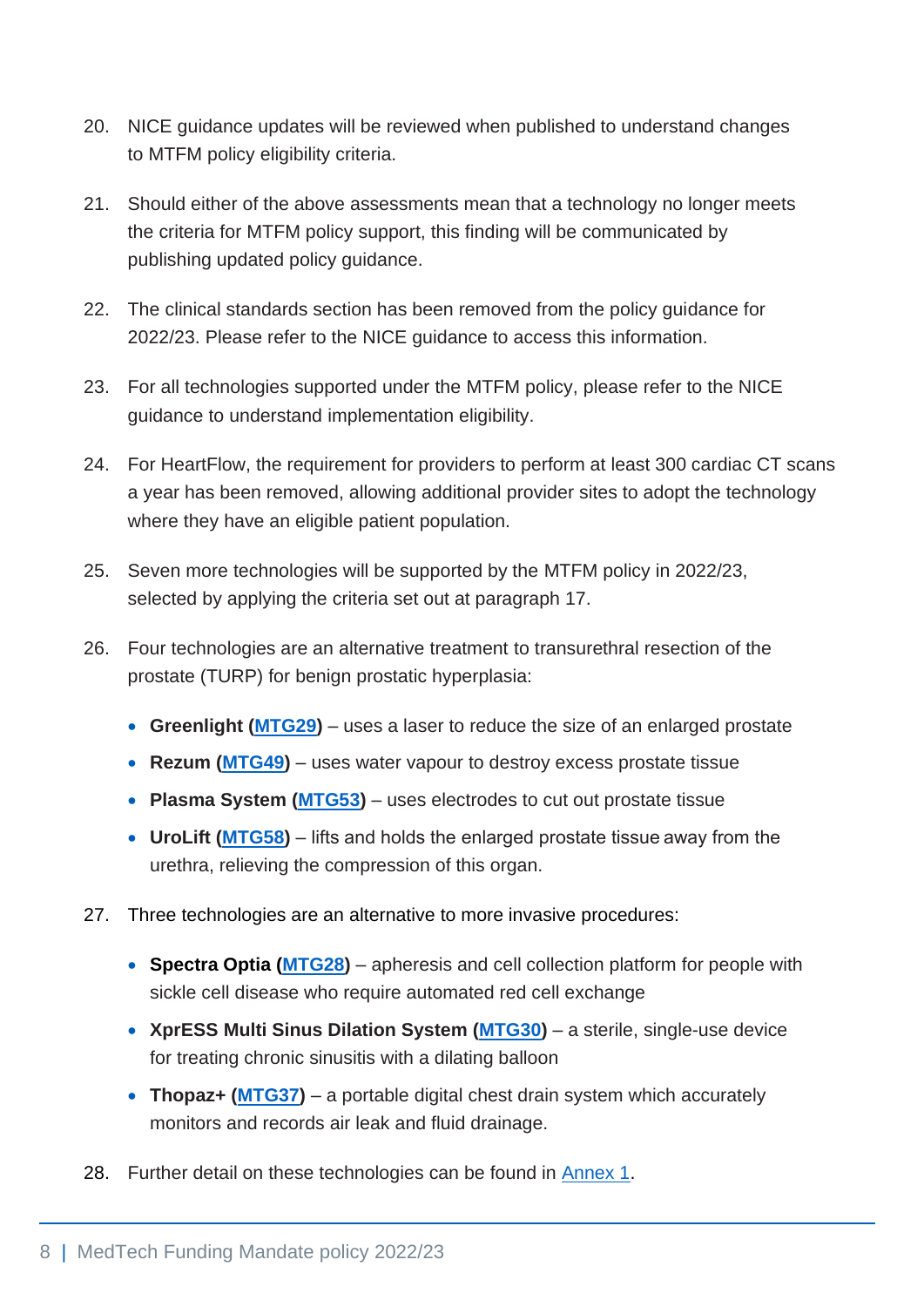20. NICE guidance updates will be reviewed when published to understand changes to MTFM policy eligibility criteria.

21. Should either of the above assessments mean that a technology no longer meets the criteria for MTFM policy support, this finding will be communicated by publishing updated policy guidance.

22. The clinical standards section has been removed from the policy guidance for 2022/23. Please refer to the NICE guidance to access this information.

23. For all technologies supported under the MTFM policy, please refer to the NICE guidance to understand implementation eligibility.

24. For HeartFlow, the requirement for providers to perform at least 300 cardiac CT scans a year has been removed, allowing additional provider sites to adopt the technology where they have an eligible patient population.

25. Seven more technologies will be supported by the MTFM policy in 2022/23, selected by applying the criteria set out at paragraph 17.

26. Four technologies are an alternative treatment to transurethral resection of the prostate (TURP) for benign prostatic hyperplasia:

    - **Greenlight (MTG29)** – uses a laser to reduce the size of an enlarged prostate
    - **Rezum (MTG49)** – uses water vapour to destroy excess prostate tissue
    - **Plasma System (MTG53)** – uses electrodes to cut out prostate tissue
    - **UroLift (MTG58)** – lifts and holds the enlarged prostate tissue away from the urethra, relieving the compression of this organ.

27. Three technologies are an alternative to more invasive procedures:

    - **Spectra Optia (MTG28)** – apheresis and cell collection platform for people with sickle cell disease who require automated red cell exchange
    - **XprESS Multi Sinus Dilation System (MTG30)** – a sterile, single-use device for treating chronic sinusitis with a dilating balloon
    - **Thopaz+ (MTG37)** – a portable digital chest drain system which accurately monitors and records air leak and fluid drainage.

28. Further detail on these technologies can be found in Annex 1.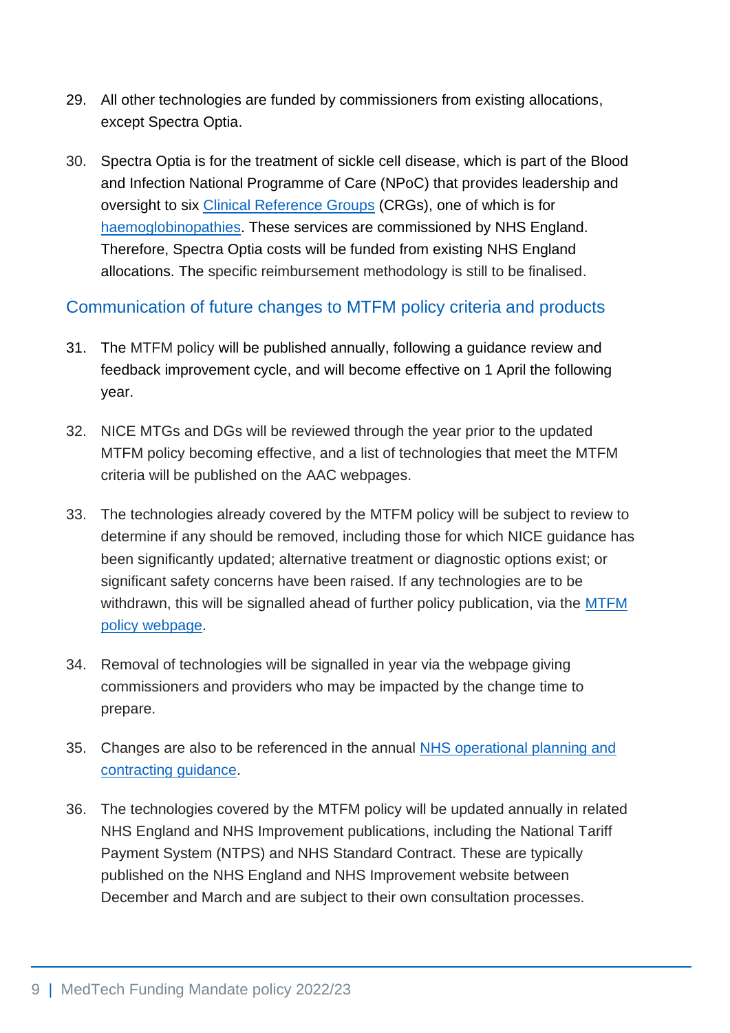29. All other technologies are funded by commissioners from existing allocations, except Spectra Optia.

30. Spectra Optia is for the treatment of sickle cell disease, which is part of the Blood and Infection National Programme of Care (NPoC) that provides leadership and oversight to six Clinical Reference Groups (CRGs), one of which is for haemoglobinopathies. These services are commissioned by NHS England. Therefore, Spectra Optia costs will be funded from existing NHS England allocations. The specific reimbursement methodology is still to be finalised.

## Communication of future changes to MTFM policy criteria and products

31. The MTFM policy will be published annually, following a guidance review and feedback improvement cycle, and will become effective on 1 April the following year.

32. NICE MTGs and DGs will be reviewed through the year prior to the updated MTFM policy becoming effective, and a list of technologies that meet the MTFM criteria will be published on the AAC webpages.

33. The technologies already covered by the MTFM policy will be subject to review to determine if any should be removed, including those for which NICE guidance has been significantly updated; alternative treatment or diagnostic options exist; or significant safety concerns have been raised. If any technologies are to be withdrawn, this will be signalled ahead of further policy publication, via the MTFM policy webpage.

34. Removal of technologies will be signalled in year via the webpage giving commissioners and providers who may be impacted by the change time to prepare.

35. Changes are also to be referenced in the annual NHS operational planning and contracting guidance.

36. The technologies covered by the MTFM policy will be updated annually in related NHS England and NHS Improvement publications, including the National Tariff Payment System (NTPS) and NHS Standard Contract. These are typically published on the NHS England and NHS Improvement website between December and March and are subject to their own consultation processes.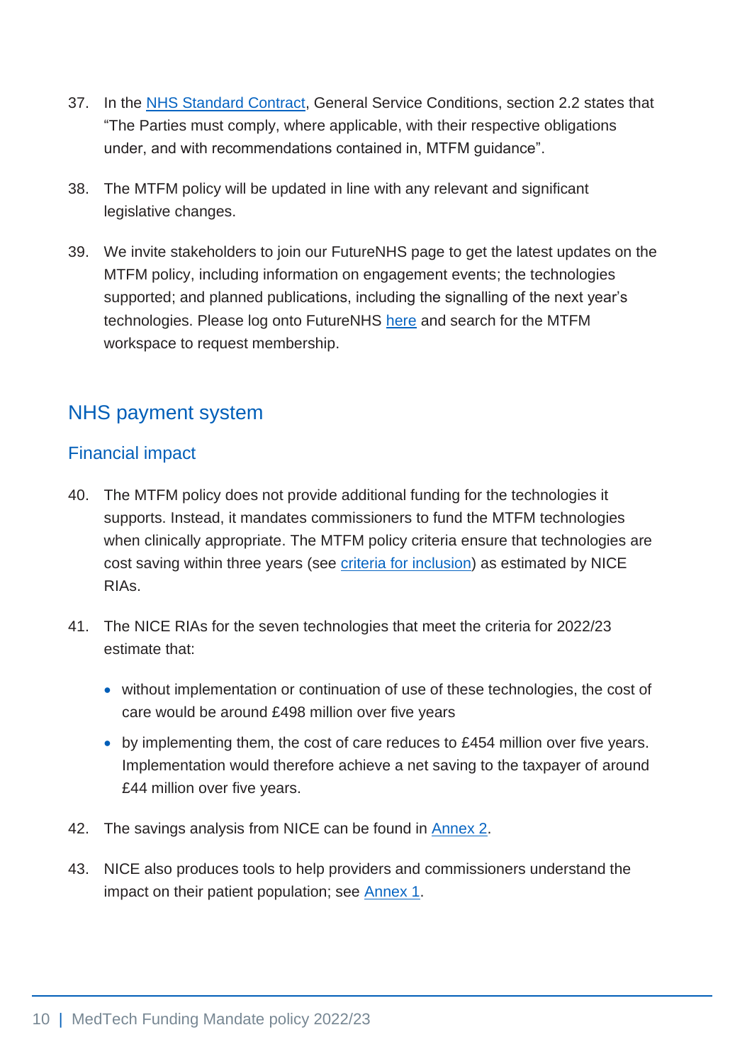37. In the NHS Standard Contract, General Service Conditions, section 2.2 states that "The Parties must comply, where applicable, with their respective obligations under, and with recommendations contained in, MTFM guidance".

38. The MTFM policy will be updated in line with any relevant and significant legislative changes.

39. We invite stakeholders to join our FutureNHS page to get the latest updates on the MTFM policy, including information on engagement events; the technologies supported; and planned publications, including the signalling of the next year's technologies. Please log onto FutureNHS here and search for the MTFM workspace to request membership.

## NHS payment system

### Financial impact

40. The MTFM policy does not provide additional funding for the technologies it supports. Instead, it mandates commissioners to fund the MTFM technologies when clinically appropriate. The MTFM policy criteria ensure that technologies are cost saving within three years (see criteria for inclusion) as estimated by NICE RIAs.

41. The NICE RIAs for the seven technologies that meet the criteria for 2022/23 estimate that:

    - without implementation or continuation of use of these technologies, the cost of care would be around £498 million over five years
    - by implementing them, the cost of care reduces to £454 million over five years. Implementation would therefore achieve a net saving to the taxpayer of around £44 million over five years.

42. The savings analysis from NICE can be found in Annex 2.

43. NICE also produces tools to help providers and commissioners understand the impact on their patient population; see Annex 1.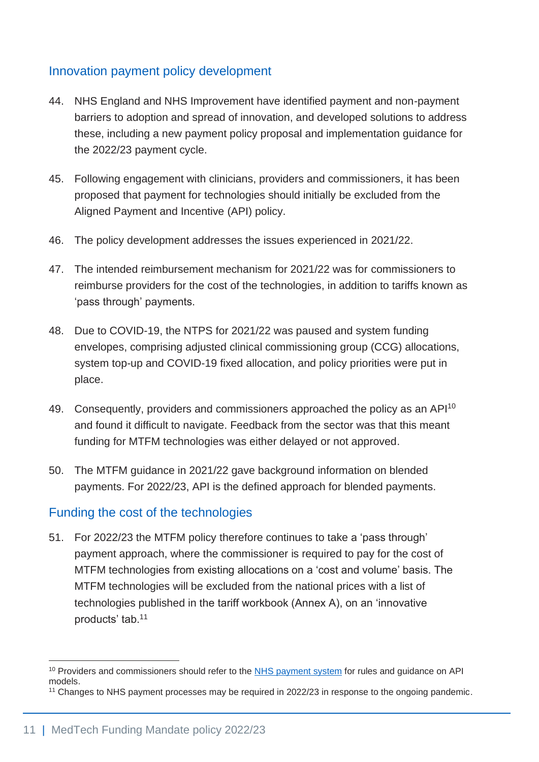## Innovation payment policy development

44. NHS England and NHS Improvement have identified payment and non-payment barriers to adoption and spread of innovation, and developed solutions to address these, including a new payment policy proposal and implementation guidance for the 2022/23 payment cycle.

45. Following engagement with clinicians, providers and commissioners, it has been proposed that payment for technologies should initially be excluded from the Aligned Payment and Incentive (API) policy.

46. The policy development addresses the issues experienced in 2021/22.

47. The intended reimbursement mechanism for 2021/22 was for commissioners to reimburse providers for the cost of the technologies, in addition to tariffs known as 'pass through' payments.

48. Due to COVID-19, the NTPS for 2021/22 was paused and system funding envelopes, comprising adjusted clinical commissioning group (CCG) allocations, system top-up and COVID-19 fixed allocation, and policy priorities were put in place.

49. Consequently, providers and commissioners approached the policy as an API[10] and found it difficult to navigate. Feedback from the sector was that this meant funding for MTFM technologies was either delayed or not approved.

50. The MTFM guidance in 2021/22 gave background information on blended payments. For 2022/23, API is the defined approach for blended payments.

## Funding the cost of the technologies

51. For 2022/23 the MTFM policy therefore continues to take a 'pass through' payment approach, where the commissioner is required to pay for the cost of MTFM technologies from existing allocations on a 'cost and volume' basis. The MTFM technologies will be excluded from the national prices with a list of technologies published in the tariff workbook (Annex A), on an 'innovative products' tab.[11]

---

[10] Providers and commissioners should refer to the NHS payment system for rules and guidance on API models.

[11] Changes to NHS payment processes may be required in 2022/23 in response to the ongoing pandemic.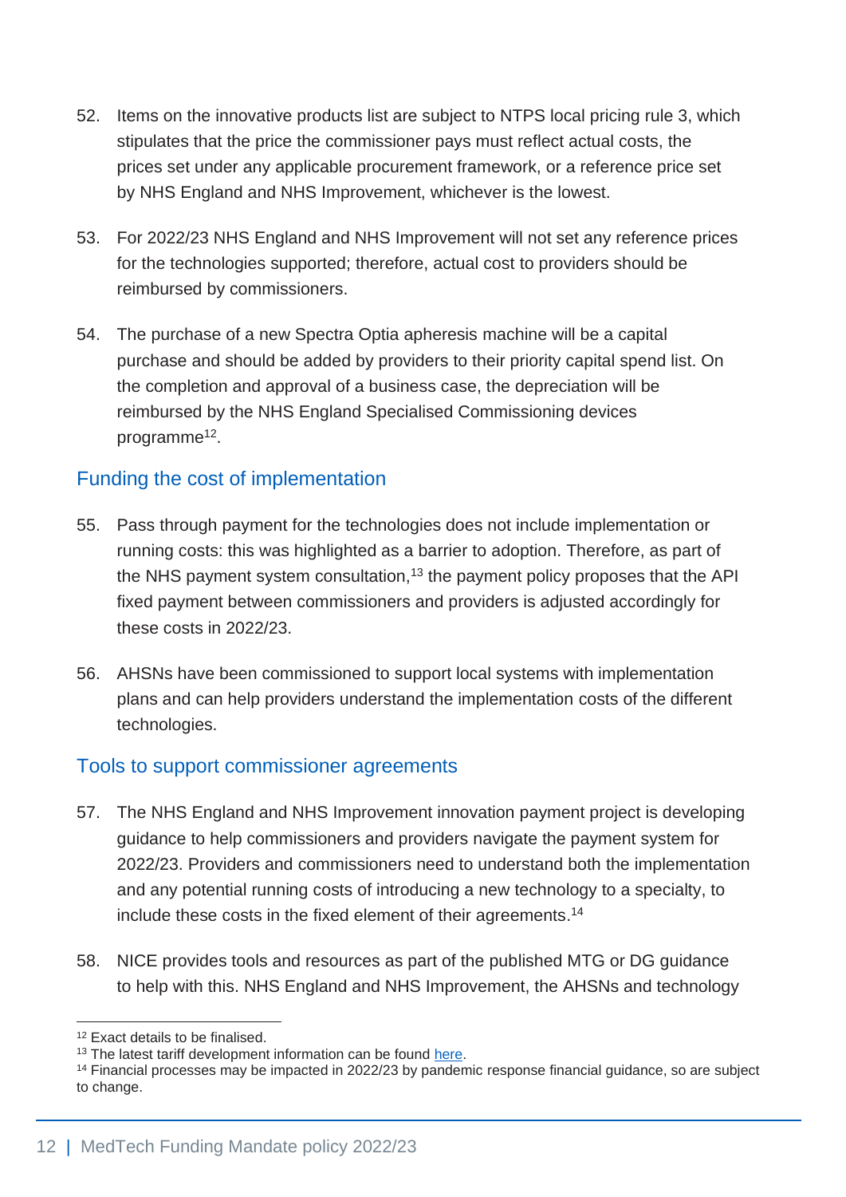52. Items on the innovative products list are subject to NTPS local pricing rule 3, which stipulates that the price the commissioner pays must reflect actual costs, the prices set under any applicable procurement framework, or a reference price set by NHS England and NHS Improvement, whichever is the lowest.

53. For 2022/23 NHS England and NHS Improvement will not set any reference prices for the technologies supported; therefore, actual cost to providers should be reimbursed by commissioners.

54. The purchase of a new Spectra Optia apheresis machine will be a capital purchase and should be added by providers to their priority capital spend list. On the completion and approval of a business case, the depreciation will be reimbursed by the NHS England Specialised Commissioning devices programme[12].

## Funding the cost of implementation

55. Pass through payment for the technologies does not include implementation or running costs: this was highlighted as a barrier to adoption. Therefore, as part of the NHS payment system consultation,[13] the payment policy proposes that the API fixed payment between commissioners and providers is adjusted accordingly for these costs in 2022/23.

56. AHSNs have been commissioned to support local systems with implementation plans and can help providers understand the implementation costs of the different technologies.

## Tools to support commissioner agreements

57. The NHS England and NHS Improvement innovation payment project is developing guidance to help commissioners and providers navigate the payment system for 2022/23. Providers and commissioners need to understand both the implementation and any potential running costs of introducing a new technology to a specialty, to include these costs in the fixed element of their agreements.[14]

58. NICE provides tools and resources as part of the published MTG or DG guidance to help with this. NHS England and NHS Improvement, the AHSNs and technology

---

[12] Exact details to be finalised.

[13] The latest tariff development information can be found here.

[14] Financial processes may be impacted in 2022/23 by pandemic response financial guidance, so are subject to change.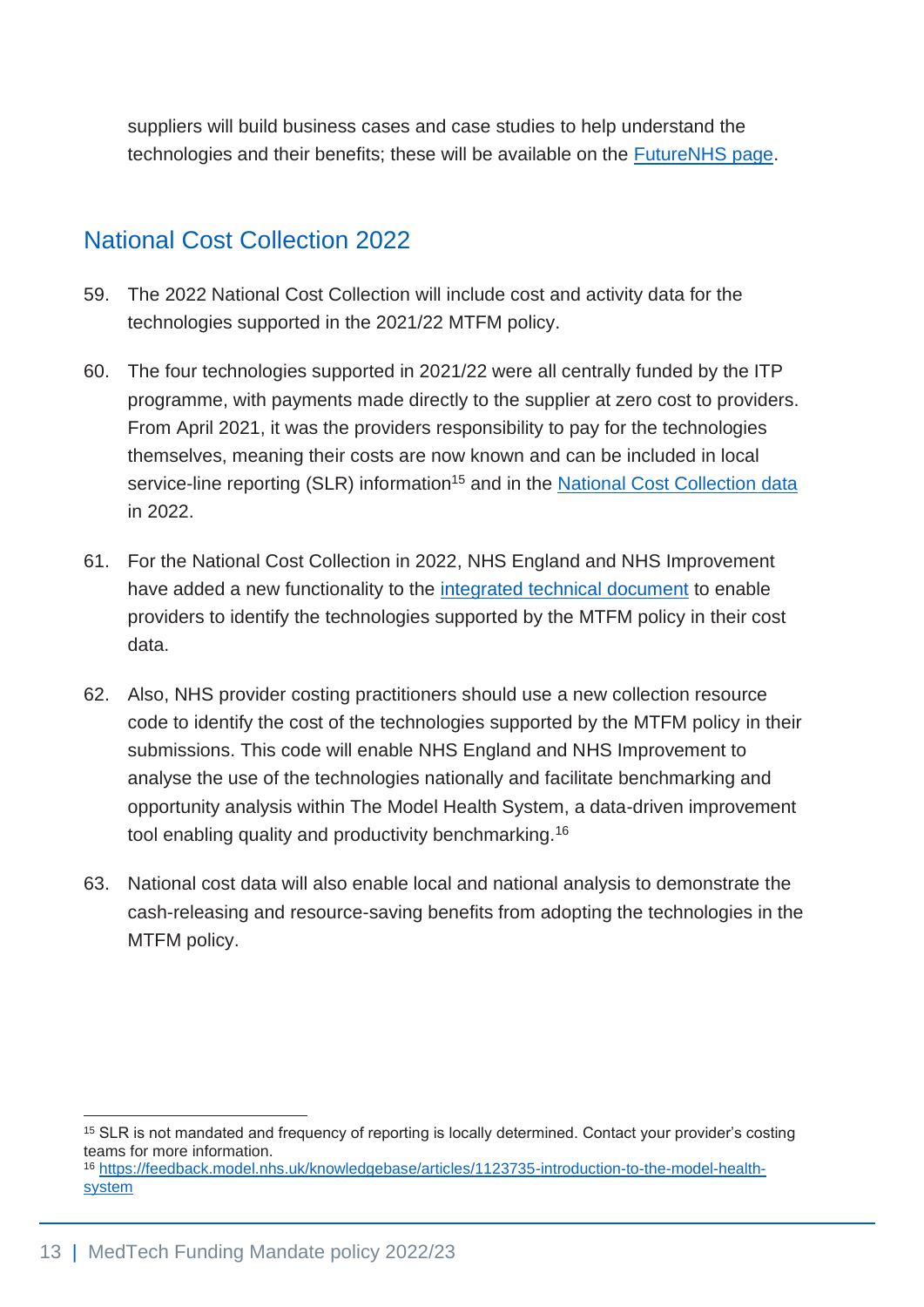suppliers will build business cases and case studies to help understand the technologies and their benefits; these will be available on the FutureNHS page.

## National Cost Collection 2022

59. The 2022 National Cost Collection will include cost and activity data for the technologies supported in the 2021/22 MTFM policy.

60. The four technologies supported in 2021/22 were all centrally funded by the ITP programme, with payments made directly to the supplier at zero cost to providers. From April 2021, it was the providers responsibility to pay for the technologies themselves, meaning their costs are now known and can be included in local service-line reporting (SLR) information[15] and in the National Cost Collection data in 2022.

61. For the National Cost Collection in 2022, NHS England and NHS Improvement have added a new functionality to the integrated technical document to enable providers to identify the technologies supported by the MTFM policy in their cost data.

62. Also, NHS provider costing practitioners should use a new collection resource code to identify the cost of the technologies supported by the MTFM policy in their submissions. This code will enable NHS England and NHS Improvement to analyse the use of the technologies nationally and facilitate benchmarking and opportunity analysis within The Model Health System, a data-driven improvement tool enabling quality and productivity benchmarking.[16]

63. National cost data will also enable local and national analysis to demonstrate the cash-releasing and resource-saving benefits from adopting the technologies in the MTFM policy.

---

[15] SLR is not mandated and frequency of reporting is locally determined. Contact your provider's costing teams for more information.

[16] https://feedback.model.nhs.uk/knowledgebase/articles/1123735-introduction-to-the-model-health-system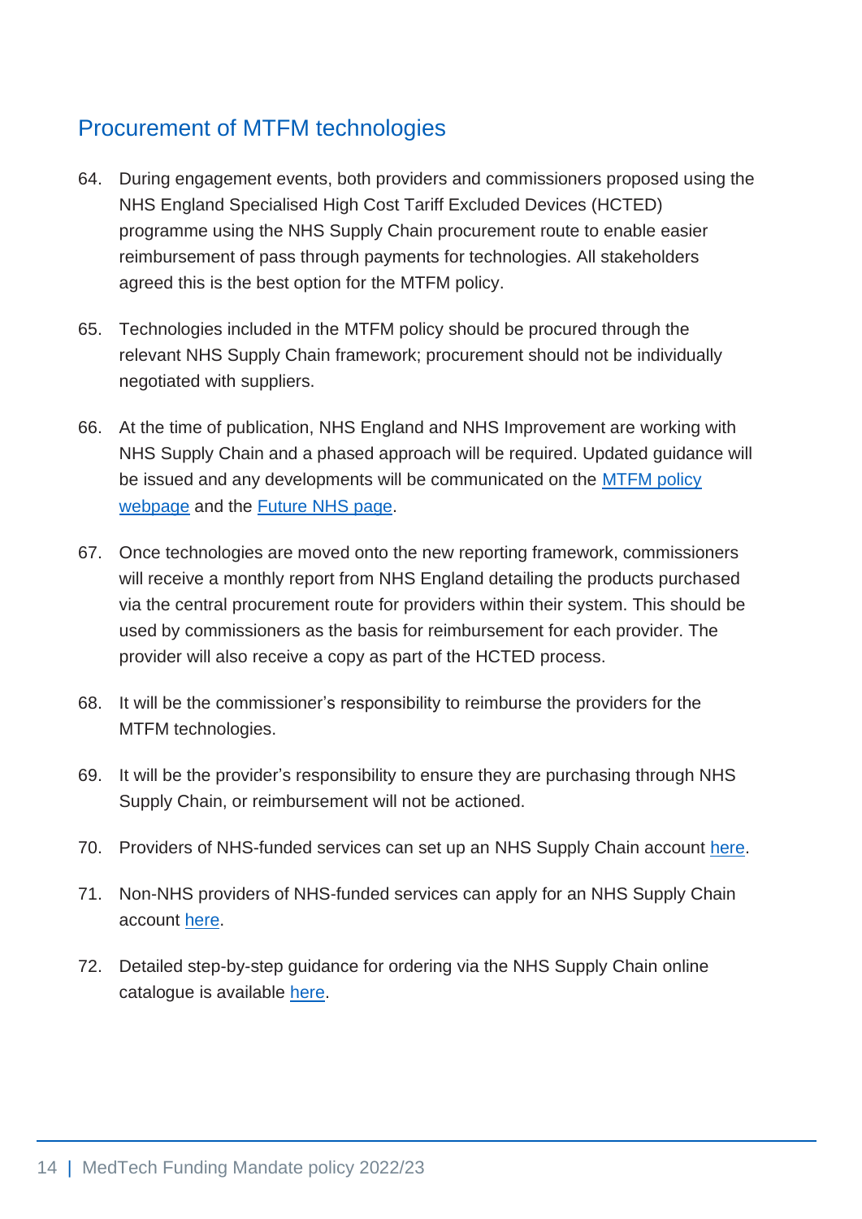## Procurement of MTFM technologies

64. During engagement events, both providers and commissioners proposed using the NHS England Specialised High Cost Tariff Excluded Devices (HCTED) programme using the NHS Supply Chain procurement route to enable easier reimbursement of pass through payments for technologies. All stakeholders agreed this is the best option for the MTFM policy.

65. Technologies included in the MTFM policy should be procured through the relevant NHS Supply Chain framework; procurement should not be individually negotiated with suppliers.

66. At the time of publication, NHS England and NHS Improvement are working with NHS Supply Chain and a phased approach will be required. Updated guidance will be issued and any developments will be communicated on the MTFM policy webpage and the Future NHS page.

67. Once technologies are moved onto the new reporting framework, commissioners will receive a monthly report from NHS England detailing the products purchased via the central procurement route for providers within their system. This should be used by commissioners as the basis for reimbursement for each provider. The provider will also receive a copy as part of the HCTED process.

68. It will be the commissioner's responsibility to reimburse the providers for the MTFM technologies.

69. It will be the provider's responsibility to ensure they are purchasing through NHS Supply Chain, or reimbursement will not be actioned.

70. Providers of NHS-funded services can set up an NHS Supply Chain account here.

71. Non-NHS providers of NHS-funded services can apply for an NHS Supply Chain account here.

72. Detailed step-by-step guidance for ordering via the NHS Supply Chain online catalogue is available here.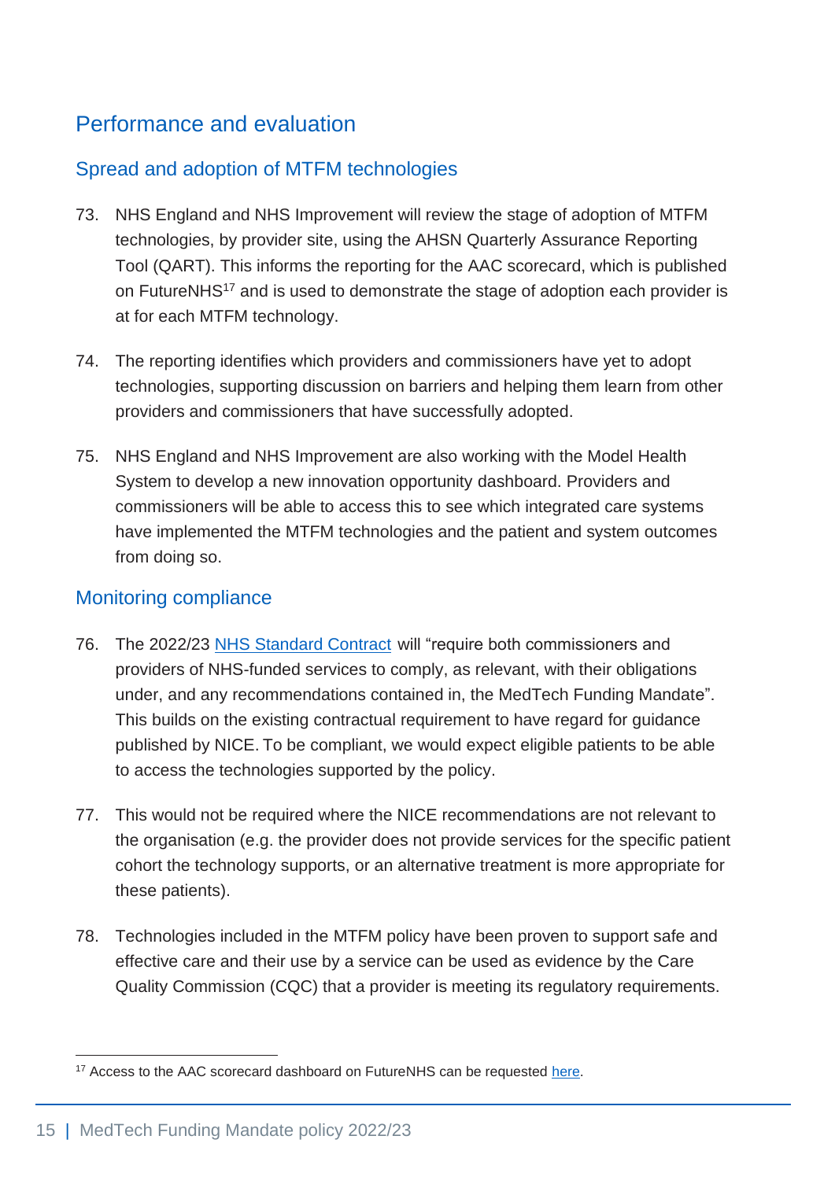## Performance and evaluation

### Spread and adoption of MTFM technologies

73. NHS England and NHS Improvement will review the stage of adoption of MTFM technologies, by provider site, using the AHSN Quarterly Assurance Reporting Tool (QART). This informs the reporting for the AAC scorecard, which is published on FutureNHS[17] and is used to demonstrate the stage of adoption each provider is at for each MTFM technology.

74. The reporting identifies which providers and commissioners have yet to adopt technologies, supporting discussion on barriers and helping them learn from other providers and commissioners that have successfully adopted.

75. NHS England and NHS Improvement are also working with the Model Health System to develop a new innovation opportunity dashboard. Providers and commissioners will be able to access this to see which integrated care systems have implemented the MTFM technologies and the patient and system outcomes from doing so.

### Monitoring compliance

76. The 2022/23 [NHS Standard Contract] will "require both commissioners and providers of NHS-funded services to comply, as relevant, with their obligations under, and any recommendations contained in, the MedTech Funding Mandate". This builds on the existing contractual requirement to have regard for guidance published by NICE. To be compliant, we would expect eligible patients to be able to access the technologies supported by the policy.

77. This would not be required where the NICE recommendations are not relevant to the organisation (e.g. the provider does not provide services for the specific patient cohort the technology supports, or an alternative treatment is more appropriate for these patients).

78. Technologies included in the MTFM policy have been proven to support safe and effective care and their use by a service can be used as evidence by the Care Quality Commission (CQC) that a provider is meeting its regulatory requirements.

---

[17] Access to the AAC scorecard dashboard on FutureNHS can be requested [here].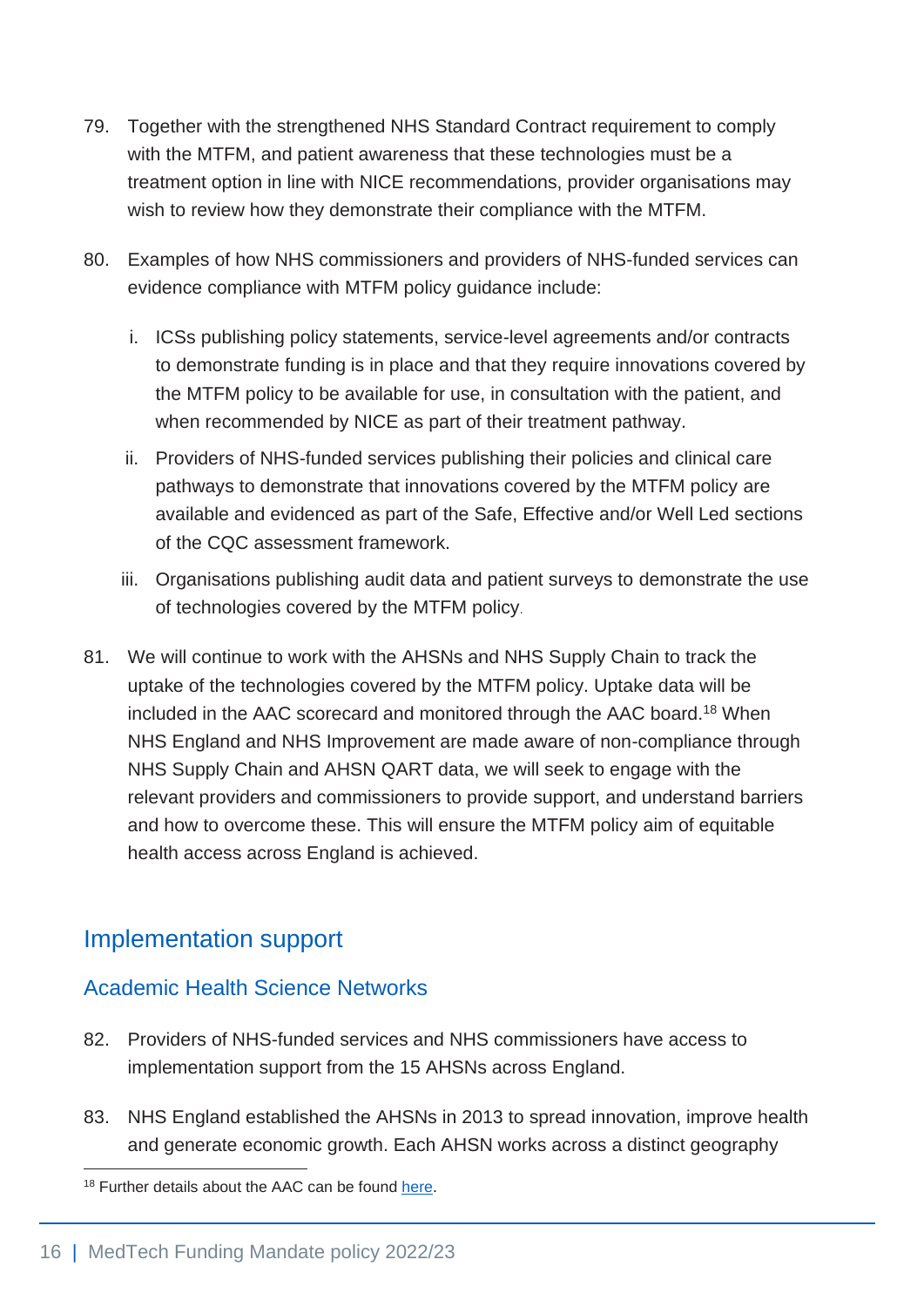79. Together with the strengthened NHS Standard Contract requirement to comply with the MTFM, and patient awareness that these technologies must be a treatment option in line with NICE recommendations, provider organisations may wish to review how they demonstrate their compliance with the MTFM.

80. Examples of how NHS commissioners and providers of NHS-funded services can evidence compliance with MTFM policy guidance include:

    i. ICSs publishing policy statements, service-level agreements and/or contracts to demonstrate funding is in place and that they require innovations covered by the MTFM policy to be available for use, in consultation with the patient, and when recommended by NICE as part of their treatment pathway.

    ii. Providers of NHS-funded services publishing their policies and clinical care pathways to demonstrate that innovations covered by the MTFM policy are available and evidenced as part of the Safe, Effective and/or Well Led sections of the CQC assessment framework.

    iii. Organisations publishing audit data and patient surveys to demonstrate the use of technologies covered by the MTFM policy.

81. We will continue to work with the AHSNs and NHS Supply Chain to track the uptake of the technologies covered by the MTFM policy. Uptake data will be included in the AAC scorecard and monitored through the AAC board.[18] When NHS England and NHS Improvement are made aware of non-compliance through NHS Supply Chain and AHSN QART data, we will seek to engage with the relevant providers and commissioners to provide support, and understand barriers and how to overcome these. This will ensure the MTFM policy aim of equitable health access across England is achieved.

## Implementation support

### Academic Health Science Networks

82. Providers of NHS-funded services and NHS commissioners have access to implementation support from the 15 AHSNs across England.

83. NHS England established the AHSNs in 2013 to spread innovation, improve health and generate economic growth. Each AHSN works across a distinct geography

[18] Further details about the AAC can be found here.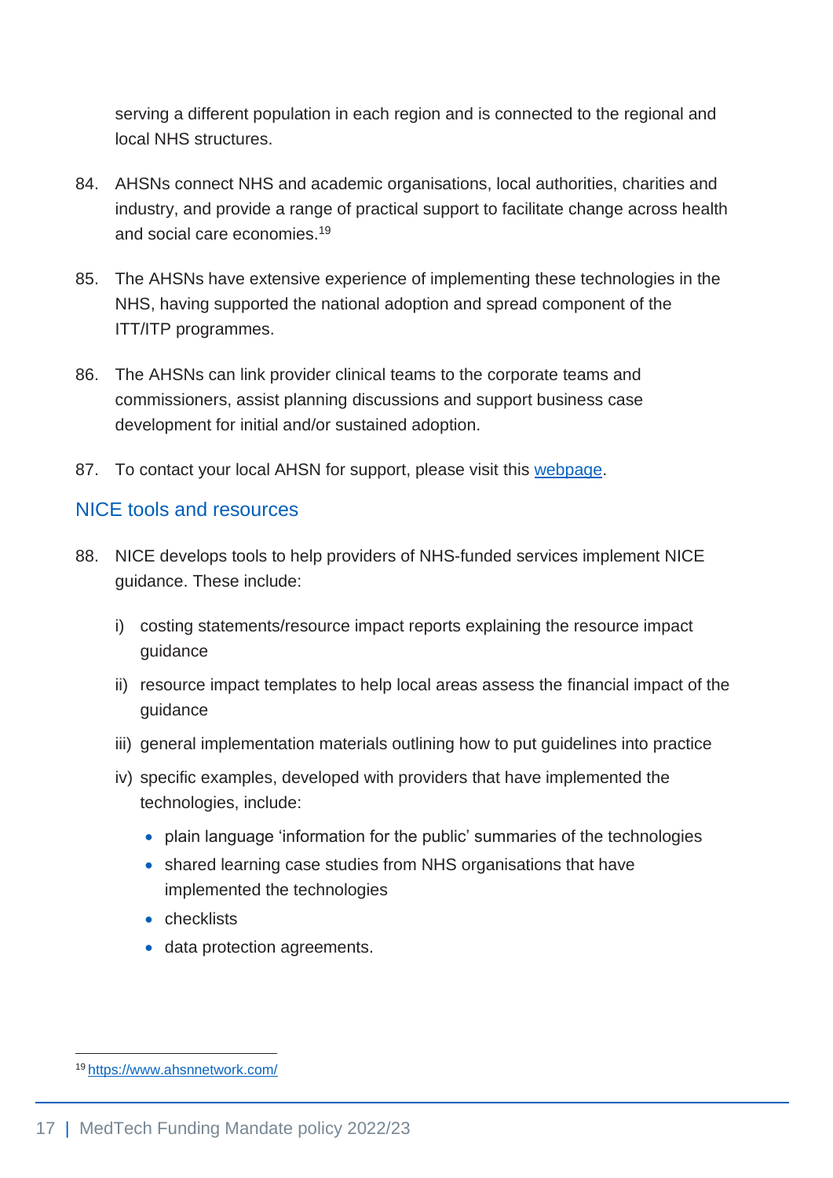serving a different population in each region and is connected to the regional and local NHS structures.

84. AHSNs connect NHS and academic organisations, local authorities, charities and industry, and provide a range of practical support to facilitate change across health and social care economies.[19]

85. The AHSNs have extensive experience of implementing these technologies in the NHS, having supported the national adoption and spread component of the ITT/ITP programmes.

86. The AHSNs can link provider clinical teams to the corporate teams and commissioners, assist planning discussions and support business case development for initial and/or sustained adoption.

87. To contact your local AHSN for support, please visit this [webpage](#).

## NICE tools and resources

88. NICE develops tools to help providers of NHS-funded services implement NICE guidance. These include:

    i) costing statements/resource impact reports explaining the resource impact guidance

    ii) resource impact templates to help local areas assess the financial impact of the guidance

    iii) general implementation materials outlining how to put guidelines into practice

    iv) specific examples, developed with providers that have implemented the technologies, include:

    - plain language 'information for the public' summaries of the technologies
    - shared learning case studies from NHS organisations that have implemented the technologies
    - checklists
    - data protection agreements.

---

[19] https://www.ahsnnetwork.com/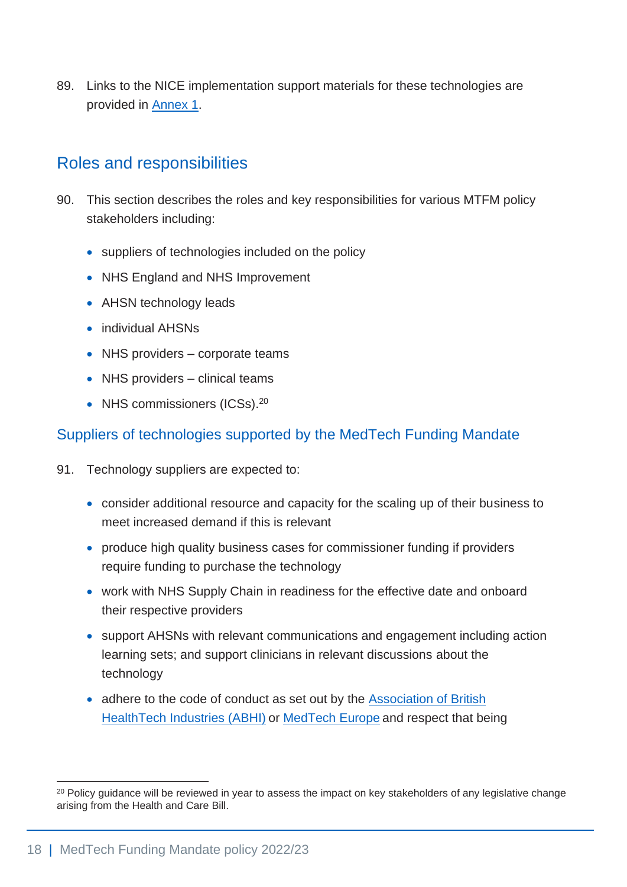89. Links to the NICE implementation support materials for these technologies are provided in [Annex 1](#).

## Roles and responsibilities

90. This section describes the roles and key responsibilities for various MTFM policy stakeholders including:

- suppliers of technologies included on the policy
- NHS England and NHS Improvement
- AHSN technology leads
- individual AHSNs
- NHS providers – corporate teams
- NHS providers – clinical teams
- NHS commissioners (ICSs).[20]

### Suppliers of technologies supported by the MedTech Funding Mandate

91. Technology suppliers are expected to:

- consider additional resource and capacity for the scaling up of their business to meet increased demand if this is relevant
- produce high quality business cases for commissioner funding if providers require funding to purchase the technology
- work with NHS Supply Chain in readiness for the effective date and onboard their respective providers
- support AHSNs with relevant communications and engagement including action learning sets; and support clinicians in relevant discussions about the technology
- adhere to the code of conduct as set out by the [Association of British HealthTech Industries (ABHI)](#) or [MedTech Europe](#) and respect that being

[20] Policy guidance will be reviewed in year to assess the impact on key stakeholders of any legislative change arising from the Health and Care Bill.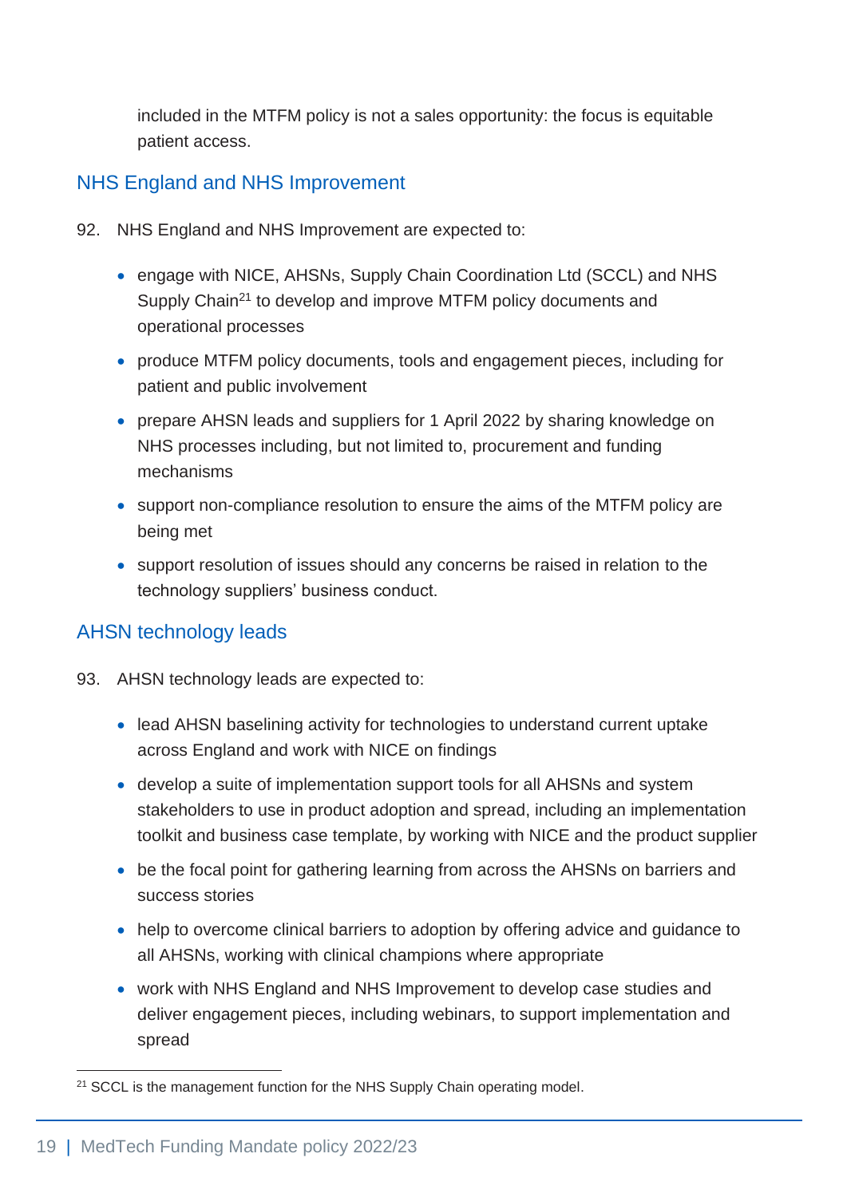included in the MTFM policy is not a sales opportunity: the focus is equitable patient access.

## NHS England and NHS Improvement

92. NHS England and NHS Improvement are expected to:

- engage with NICE, AHSNs, Supply Chain Coordination Ltd (SCCL) and NHS Supply Chain[21] to develop and improve MTFM policy documents and operational processes
- produce MTFM policy documents, tools and engagement pieces, including for patient and public involvement
- prepare AHSN leads and suppliers for 1 April 2022 by sharing knowledge on NHS processes including, but not limited to, procurement and funding mechanisms
- support non-compliance resolution to ensure the aims of the MTFM policy are being met
- support resolution of issues should any concerns be raised in relation to the technology suppliers' business conduct.

## AHSN technology leads

93. AHSN technology leads are expected to:

- lead AHSN baselining activity for technologies to understand current uptake across England and work with NICE on findings
- develop a suite of implementation support tools for all AHSNs and system stakeholders to use in product adoption and spread, including an implementation toolkit and business case template, by working with NICE and the product supplier
- be the focal point for gathering learning from across the AHSNs on barriers and success stories
- help to overcome clinical barriers to adoption by offering advice and guidance to all AHSNs, working with clinical champions where appropriate
- work with NHS England and NHS Improvement to develop case studies and deliver engagement pieces, including webinars, to support implementation and spread

[21] SCCL is the management function for the NHS Supply Chain operating model.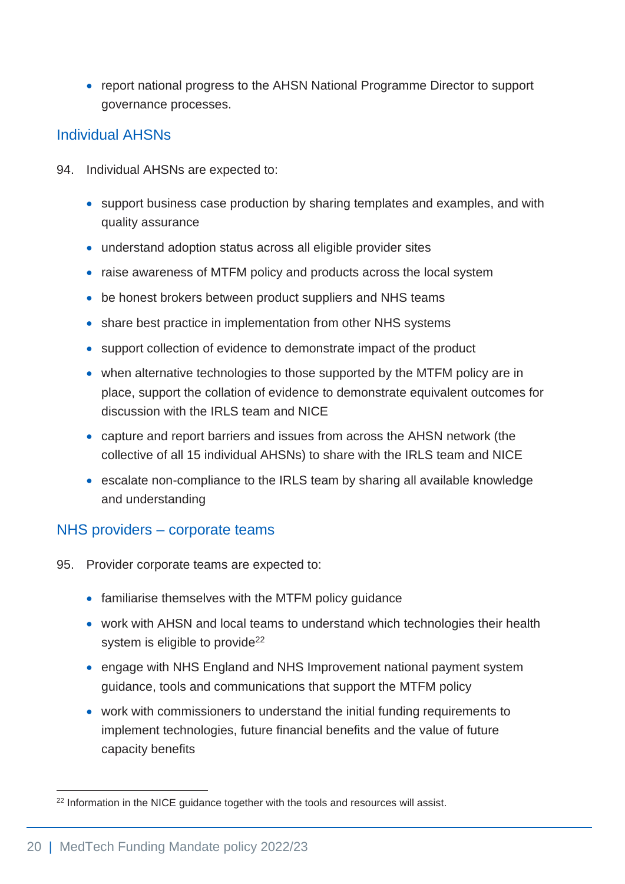- report national progress to the AHSN National Programme Director to support governance processes.

### Individual AHSNs

94. Individual AHSNs are expected to:

- support business case production by sharing templates and examples, and with quality assurance
- understand adoption status across all eligible provider sites
- raise awareness of MTFM policy and products across the local system
- be honest brokers between product suppliers and NHS teams
- share best practice in implementation from other NHS systems
- support collection of evidence to demonstrate impact of the product
- when alternative technologies to those supported by the MTFM policy are in place, support the collation of evidence to demonstrate equivalent outcomes for discussion with the IRLS team and NICE
- capture and report barriers and issues from across the AHSN network (the collective of all 15 individual AHSNs) to share with the IRLS team and NICE
- escalate non-compliance to the IRLS team by sharing all available knowledge and understanding

### NHS providers – corporate teams

95. Provider corporate teams are expected to:

- familiarise themselves with the MTFM policy guidance
- work with AHSN and local teams to understand which technologies their health system is eligible to provide[22]
- engage with NHS England and NHS Improvement national payment system guidance, tools and communications that support the MTFM policy
- work with commissioners to understand the initial funding requirements to implement technologies, future financial benefits and the value of future capacity benefits

[22] Information in the NICE guidance together with the tools and resources will assist.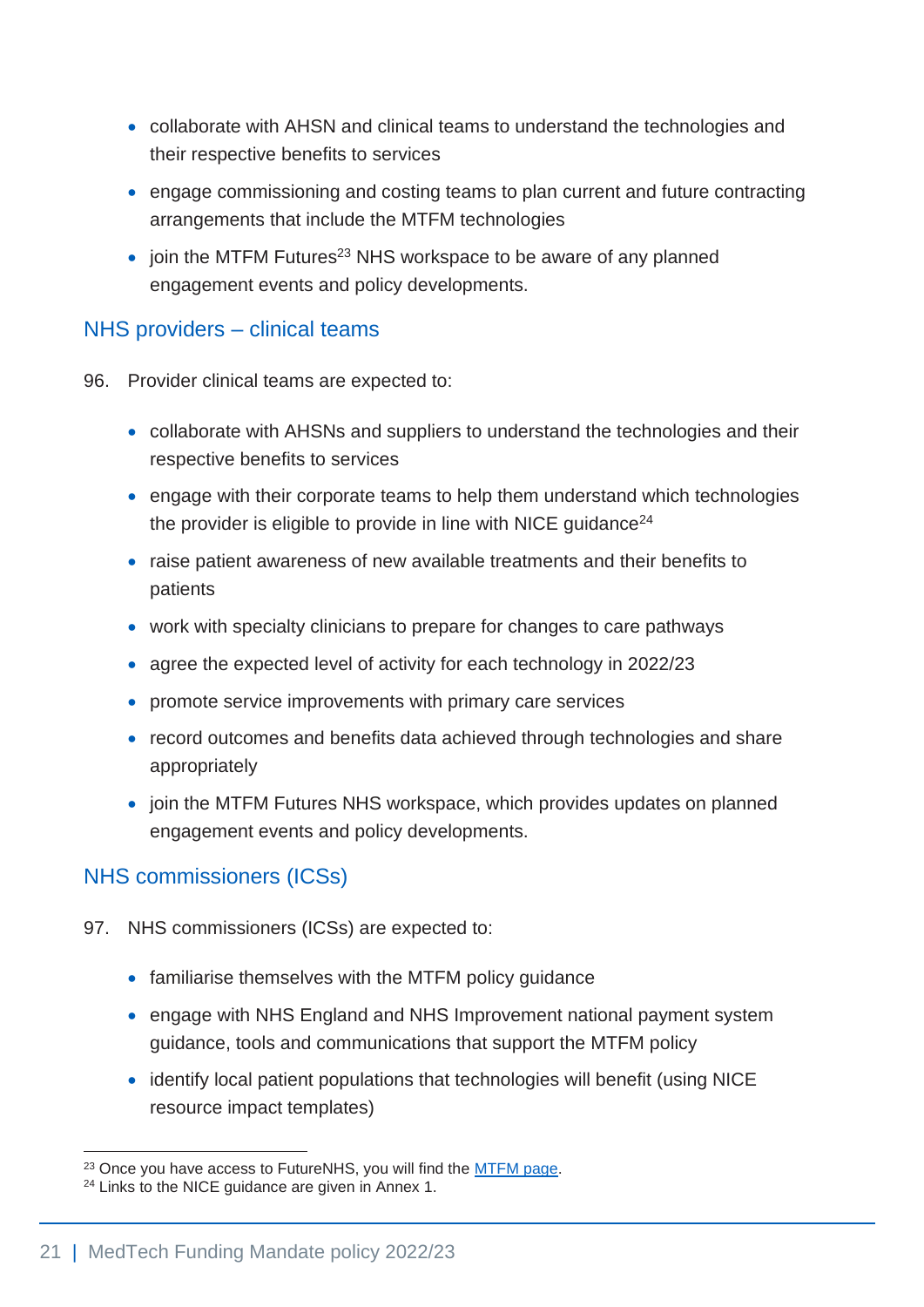- collaborate with AHSN and clinical teams to understand the technologies and their respective benefits to services
- engage commissioning and costing teams to plan current and future contracting arrangements that include the MTFM technologies
- join the MTFM Futures[23] NHS workspace to be aware of any planned engagement events and policy developments.

## NHS providers – clinical teams

96. Provider clinical teams are expected to:

- collaborate with AHSNs and suppliers to understand the technologies and their respective benefits to services
- engage with their corporate teams to help them understand which technologies the provider is eligible to provide in line with NICE guidance[24]
- raise patient awareness of new available treatments and their benefits to patients
- work with specialty clinicians to prepare for changes to care pathways
- agree the expected level of activity for each technology in 2022/23
- promote service improvements with primary care services
- record outcomes and benefits data achieved through technologies and share appropriately
- join the MTFM Futures NHS workspace, which provides updates on planned engagement events and policy developments.

## NHS commissioners (ICSs)

97. NHS commissioners (ICSs) are expected to:

- familiarise themselves with the MTFM policy guidance
- engage with NHS England and NHS Improvement national payment system guidance, tools and communications that support the MTFM policy
- identify local patient populations that technologies will benefit (using NICE resource impact templates)

---

[23] Once you have access to FutureNHS, you will find the MTFM page.

[24] Links to the NICE guidance are given in Annex 1.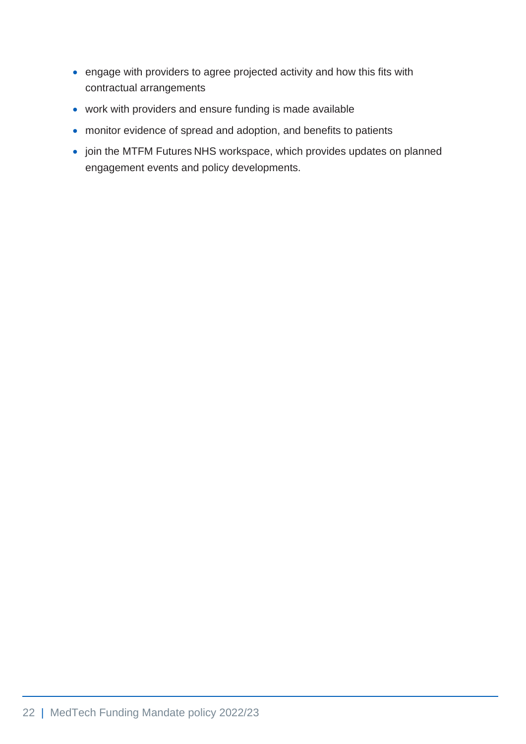- engage with providers to agree projected activity and how this fits with contractual arrangements
- work with providers and ensure funding is made available
- monitor evidence of spread and adoption, and benefits to patients
- join the MTFM Futures NHS workspace, which provides updates on planned engagement events and policy developments.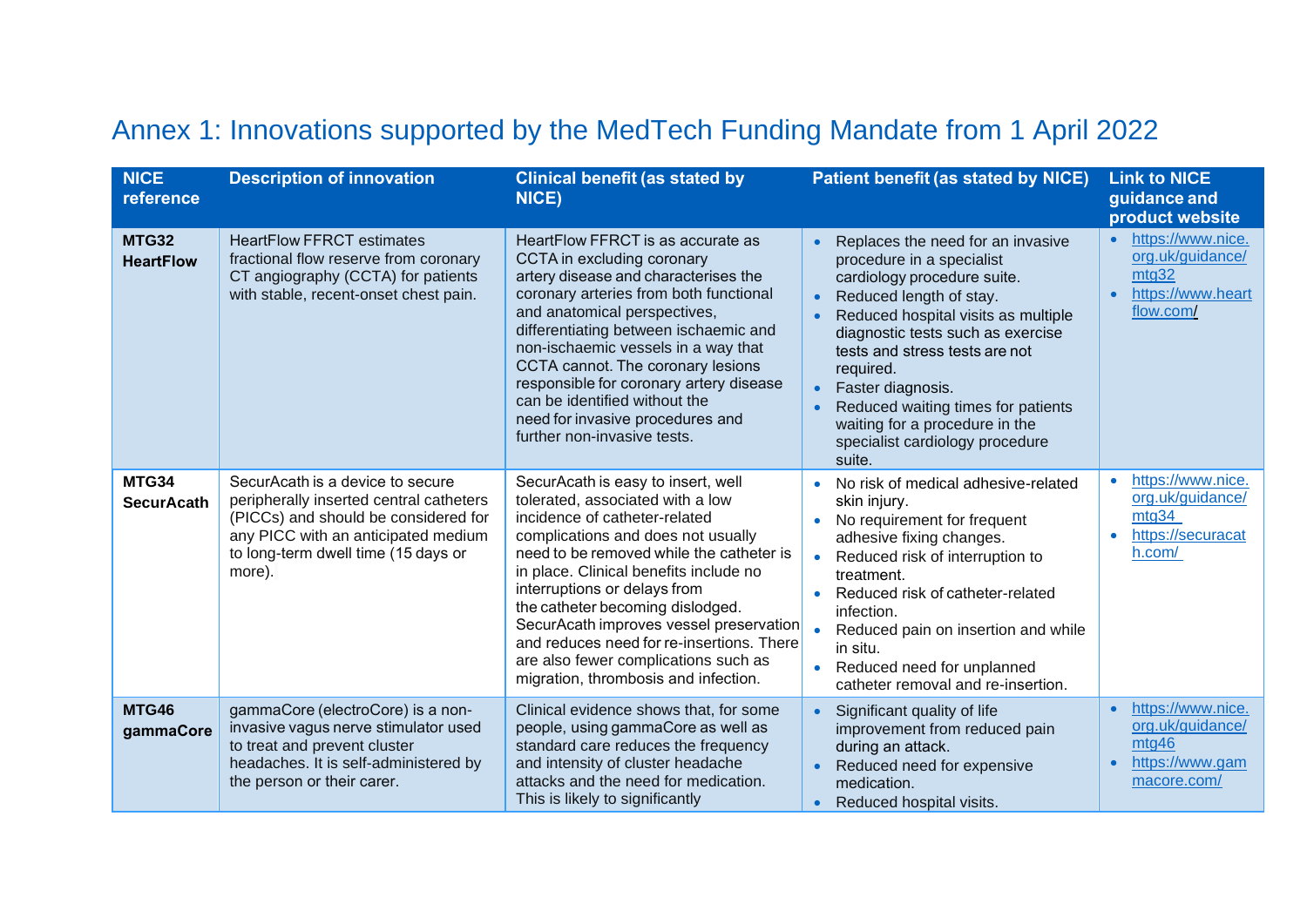# Annex 1: Innovations supported by the MedTech Funding Mandate from 1 April 2022

| NICE reference | Description of innovation | Clinical benefit (as stated by NICE) | Patient benefit (as stated by NICE) | Link to NICE guidance and product website |
|---|---|---|---|---|
| **MTG32 HeartFlow** | HeartFlow FFRCT estimates fractional flow reserve from coronary CT angiography (CCTA) for patients with stable, recent-onset chest pain. | HeartFlow FFRCT is as accurate as CCTA in excluding coronary artery disease and characterises the coronary arteries from both functional and anatomical perspectives, differentiating between ischaemic and non-ischaemic vessels in a way that CCTA cannot. The coronary lesions responsible for coronary artery disease can be identified without the need for invasive procedures and further non-invasive tests. | • Replaces the need for an invasive procedure in a specialist cardiology procedure suite.<br>• Reduced length of stay.<br>• Reduced hospital visits as multiple diagnostic tests such as exercise tests and stress tests are not required.<br>• Faster diagnosis.<br>• Reduced waiting times for patients waiting for a procedure in the specialist cardiology procedure suite. | • https://www.nice.org.uk/guidance/mtg32<br>• https://www.heartflow.com/ |
| **MTG34 SecurAcath** | SecurAcath is a device to secure peripherally inserted central catheters (PICCs) and should be considered for any PICC with an anticipated medium to long-term dwell time (15 days or more). | SecurAcath is easy to insert, well tolerated, associated with a low incidence of catheter-related complications and does not usually need to be removed while the catheter is in place. Clinical benefits include no interruptions or delays from the catheter becoming dislodged. SecurAcath improves vessel preservation and reduces need for re-insertions. There are also fewer complications such as migration, thrombosis and infection. | • No risk of medical adhesive-related skin injury.<br>• No requirement for frequent adhesive fixing changes.<br>• Reduced risk of interruption to treatment.<br>• Reduced risk of catheter-related infection.<br>• Reduced pain on insertion and while in situ.<br>• Reduced need for unplanned catheter removal and re-insertion. | • https://www.nice.org.uk/guidance/mtg34<br>• https://securacath.com/ |
| **MTG46 gammaCore** | gammaCore (electroCore) is a non-invasive vagus nerve stimulator used to treat and prevent cluster headaches. It is self-administered by the person or their carer. | Clinical evidence shows that, for some people, using gammaCore as well as standard care reduces the frequency and intensity of cluster headache attacks and the need for medication. This is likely to significantly | • Significant quality of life improvement from reduced pain during an attack.<br>• Reduced need for expensive medication.<br>• Reduced hospital visits. | • https://www.nice.org.uk/guidance/mtg46<br>• https://www.gammacore.com/ |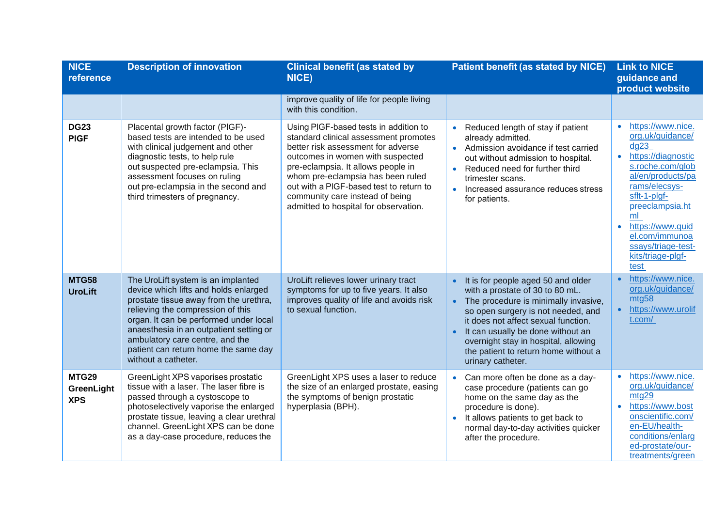| NICE reference | Description of innovation | Clinical benefit (as stated by NICE) | Patient benefit (as stated by NICE) | Link to NICE guidance and product website |
|---|---|---|---|---|
| | | improve quality of life for people living with this condition. | | |
| **DG23 PlGF** | Placental growth factor (PlGF)-based tests are intended to be used with clinical judgement and other diagnostic tests, to help rule out suspected pre-eclampsia. This assessment focuses on ruling out pre-eclampsia in the second and third trimesters of pregnancy. | Using PlGF-based tests in addition to standard clinical assessment promotes better risk assessment for adverse outcomes in women with suspected pre-eclampsia. It allows people in whom pre-eclampsia has been ruled out with a PlGF-based test to return to community care instead of being admitted to hospital for observation. | • Reduced length of stay if patient already admitted.<br>• Admission avoidance if test carried out without admission to hospital.<br>• Reduced need for further third trimester scans.<br>• Increased assurance reduces stress for patients. | • https://www.nice.org.uk/guidance/dg23<br>• https://diagnostics.roche.com/global/en/products/params/elecsys-sflt-1-plgf-preeclampsia.html<br>• https://www.quidel.com/immunoassays/triage-test-kits/triage-plgf-test |
| **MTG58 UroLift** | The UroLift system is an implanted device which lifts and holds enlarged prostate tissue away from the urethra, relieving the compression of this organ. It can be performed under local anaesthesia in an outpatient setting or ambulatory care centre, and the patient can return home the same day without a catheter. | UroLift relieves lower urinary tract symptoms for up to five years. It also improves quality of life and avoids risk to sexual function. | • It is for people aged 50 and older with a prostate of 30 to 80 mL.<br>• The procedure is minimally invasive, so open surgery is not needed, and it does not affect sexual function.<br>• It can usually be done without an overnight stay in hospital, allowing the patient to return home without a urinary catheter. | • https://www.nice.org.uk/guidance/mtg58<br>• https://www.urolift.com/ |
| **MTG29 GreenLight XPS** | GreenLight XPS vaporises prostatic tissue with a laser. The laser fibre is passed through a cystoscope to photoselectively vaporise the enlarged prostate tissue, leaving a clear urethral channel. GreenLight XPS can be done as a day-case procedure, reduces the | GreenLight XPS uses a laser to reduce the size of an enlarged prostate, easing the symptoms of benign prostatic hyperplasia (BPH). | • Can more often be done as a day-case procedure (patients can go home on the same day as the procedure is done).<br>• It allows patients to get back to normal day-to-day activities quicker after the procedure. | • https://www.nice.org.uk/guidance/mtg29<br>• https://www.bostonscientific.com/en-EU/health-conditions/enlarged-prostate/our-treatments/green |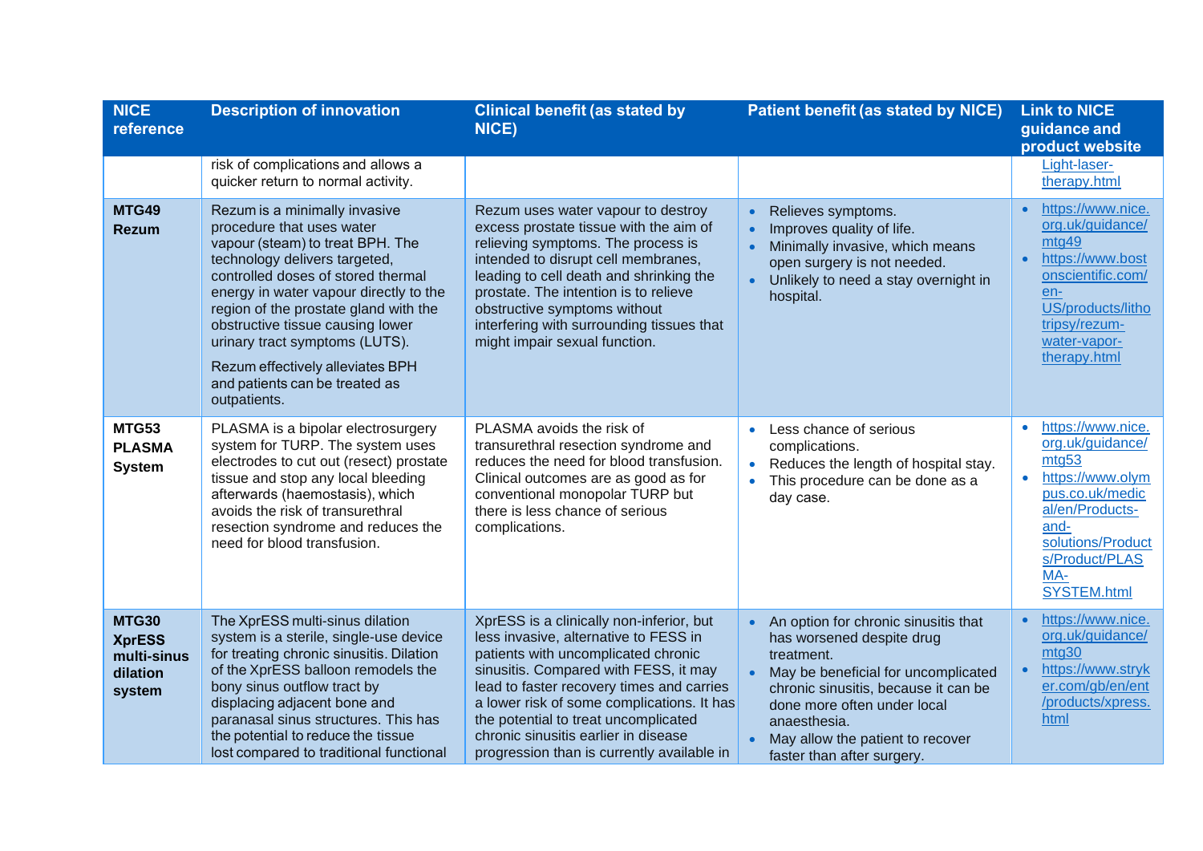| NICE reference | Description of innovation | Clinical benefit (as stated by NICE) | Patient benefit (as stated by NICE) | Link to NICE guidance and product website |
|---|---|---|---|---|
| | risk of complications and allows a quicker return to normal activity. | | | Light-laser-therapy.html |
| **MTG49 Rezum** | Rezum is a minimally invasive procedure that uses water vapour (steam) to treat BPH. The technology delivers targeted, controlled doses of stored thermal energy in water vapour directly to the region of the prostate gland with the obstructive tissue causing lower urinary tract symptoms (LUTS).<br><br>Rezum effectively alleviates BPH and patients can be treated as outpatients. | Rezum uses water vapour to destroy excess prostate tissue with the aim of relieving symptoms. The process is intended to disrupt cell membranes, leading to cell death and shrinking the prostate. The intention is to relieve obstructive symptoms without interfering with surrounding tissues that might impair sexual function. | • Relieves symptoms.<br>• Improves quality of life.<br>• Minimally invasive, which means open surgery is not needed.<br>• Unlikely to need a stay overnight in hospital. | • https://www.nice.org.uk/guidance/mtg49<br>• https://www.bostonscientific.com/en-US/products/lithotripsy/rezum-water-vapor-therapy.html |
| **MTG53 PLASMA System** | PLASMA is a bipolar electrosurgery system for TURP. The system uses electrodes to cut out (resect) prostate tissue and stop any local bleeding afterwards (haemostasis), which avoids the risk of transurethral resection syndrome and reduces the need for blood transfusion. | PLASMA avoids the risk of transurethral resection syndrome and reduces the need for blood transfusion. Clinical outcomes are as good as for conventional monopolar TURP but there is less chance of serious complications. | • Less chance of serious complications.<br>• Reduces the length of hospital stay.<br>• This procedure can be done as a day case. | • https://www.nice.org.uk/guidance/mtg53<br>• https://www.olympus.co.uk/medical/en/Products-and-solutions/Products/Product/PLASMA-SYSTEM.html |
| **MTG30 XprESS multi-sinus dilation system** | The XprESS multi-sinus dilation system is a sterile, single-use device for treating chronic sinusitis. Dilation of the XprESS balloon remodels the bony sinus outflow tract by displacing adjacent bone and paranasal sinus structures. This has the potential to reduce the tissue lost compared to traditional functional | XprESS is a clinically non-inferior, but less invasive, alternative to FESS in patients with uncomplicated chronic sinusitis. Compared with FESS, it may lead to faster recovery times and carries a lower risk of some complications. It has the potential to treat uncomplicated chronic sinusitis earlier in disease progression than is currently available in | • An option for chronic sinusitis that has worsened despite drug treatment.<br>• May be beneficial for uncomplicated chronic sinusitis, because it can be done more often under local anaesthesia.<br>• May allow the patient to recover faster than after surgery. | • https://www.nice.org.uk/guidance/mtg30<br>• https://www.stryker.com/gb/en/ent/products/xpress.html |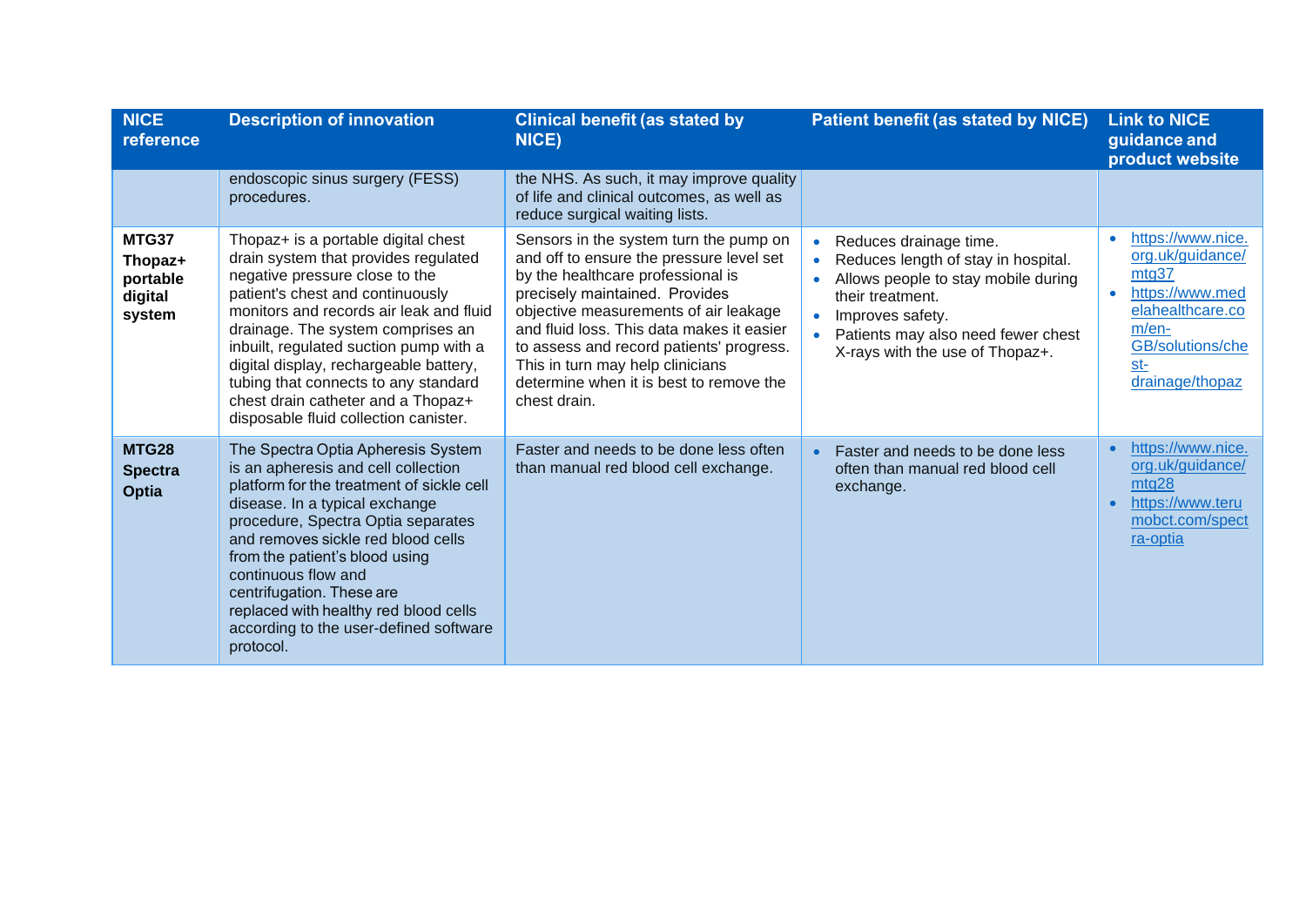| NICE reference | Description of innovation | Clinical benefit (as stated by NICE) | Patient benefit (as stated by NICE) | Link to NICE guidance and product website |
|---|---|---|---|---|
| | endoscopic sinus surgery (FESS) procedures. | the NHS. As such, it may improve quality of life and clinical outcomes, as well as reduce surgical waiting lists. | | |
| **MTG37 Thopaz+ portable digital system** | Thopaz+ is a portable digital chest drain system that provides regulated negative pressure close to the patient's chest and continuously monitors and records air leak and fluid drainage. The system comprises an inbuilt, regulated suction pump with a digital display, rechargeable battery, tubing that connects to any standard chest drain catheter and a Thopaz+ disposable fluid collection canister. | Sensors in the system turn the pump on and off to ensure the pressure level set by the healthcare professional is precisely maintained. Provides objective measurements of air leakage and fluid loss. This data makes it easier to assess and record patients' progress. This in turn may help clinicians determine when it is best to remove the chest drain. | • Reduces drainage time.<br>• Reduces length of stay in hospital.<br>• Allows people to stay mobile during their treatment.<br>• Improves safety.<br>• Patients may also need fewer chest X-rays with the use of Thopaz+. | • https://www.nice.org.uk/guidance/mtg37<br>• https://www.medelahealthcare.com/en-GB/solutions/chest-drainage/thopaz |
| **MTG28 Spectra Optia** | The Spectra Optia Apheresis System is an apheresis and cell collection platform for the treatment of sickle cell disease. In a typical exchange procedure, Spectra Optia separates and removes sickle red blood cells from the patient's blood using continuous flow and centrifugation. These are replaced with healthy red blood cells according to the user-defined software protocol. | Faster and needs to be done less often than manual red blood cell exchange. | • Faster and needs to be done less often than manual red blood cell exchange. | • https://www.nice.org.uk/guidance/mtg28<br>• https://www.terumobct.com/spectra-optia |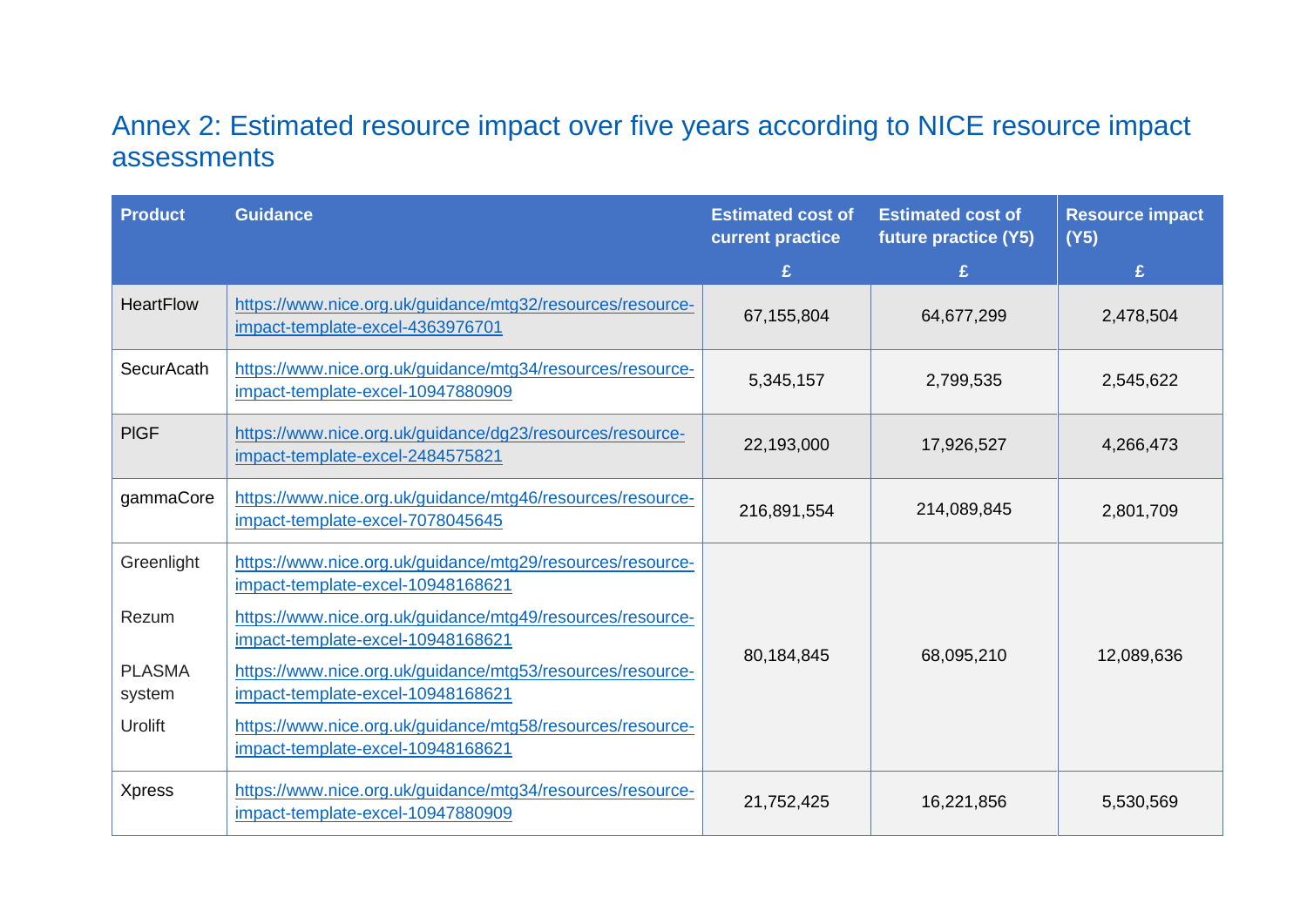## Annex 2: Estimated resource impact over five years according to NICE resource impact assessments

| Product | Guidance | Estimated cost of current practice £ | Estimated cost of future practice (Y5) £ | Resource impact (Y5) £ |
|---|---|---|---|---|
| HeartFlow | https://www.nice.org.uk/guidance/mtg32/resources/resource-impact-template-excel-4363976701 | 67,155,804 | 64,677,299 | 2,478,504 |
| SecurAcath | https://www.nice.org.uk/guidance/mtg34/resources/resource-impact-template-excel-10947880909 | 5,345,157 | 2,799,535 | 2,545,622 |
| PlGF | https://www.nice.org.uk/guidance/dg23/resources/resource-impact-template-excel-2484575821 | 22,193,000 | 17,926,527 | 4,266,473 |
| gammaCore | https://www.nice.org.uk/guidance/mtg46/resources/resource-impact-template-excel-7078045645 | 216,891,554 | 214,089,845 | 2,801,709 |
| Greenlight<br>Rezum<br>PLASMA system<br>Urolift | https://www.nice.org.uk/guidance/mtg29/resources/resource-impact-template-excel-10948168621<br>https://www.nice.org.uk/guidance/mtg49/resources/resource-impact-template-excel-10948168621<br>https://www.nice.org.uk/guidance/mtg53/resources/resource-impact-template-excel-10948168621<br>https://www.nice.org.uk/guidance/mtg58/resources/resource-impact-template-excel-10948168621 | 80,184,845 | 68,095,210 | 12,089,636 |
| Xpress | https://www.nice.org.uk/guidance/mtg34/resources/resource-impact-template-excel-10947880909 | 21,752,425 | 16,221,856 | 5,530,569 |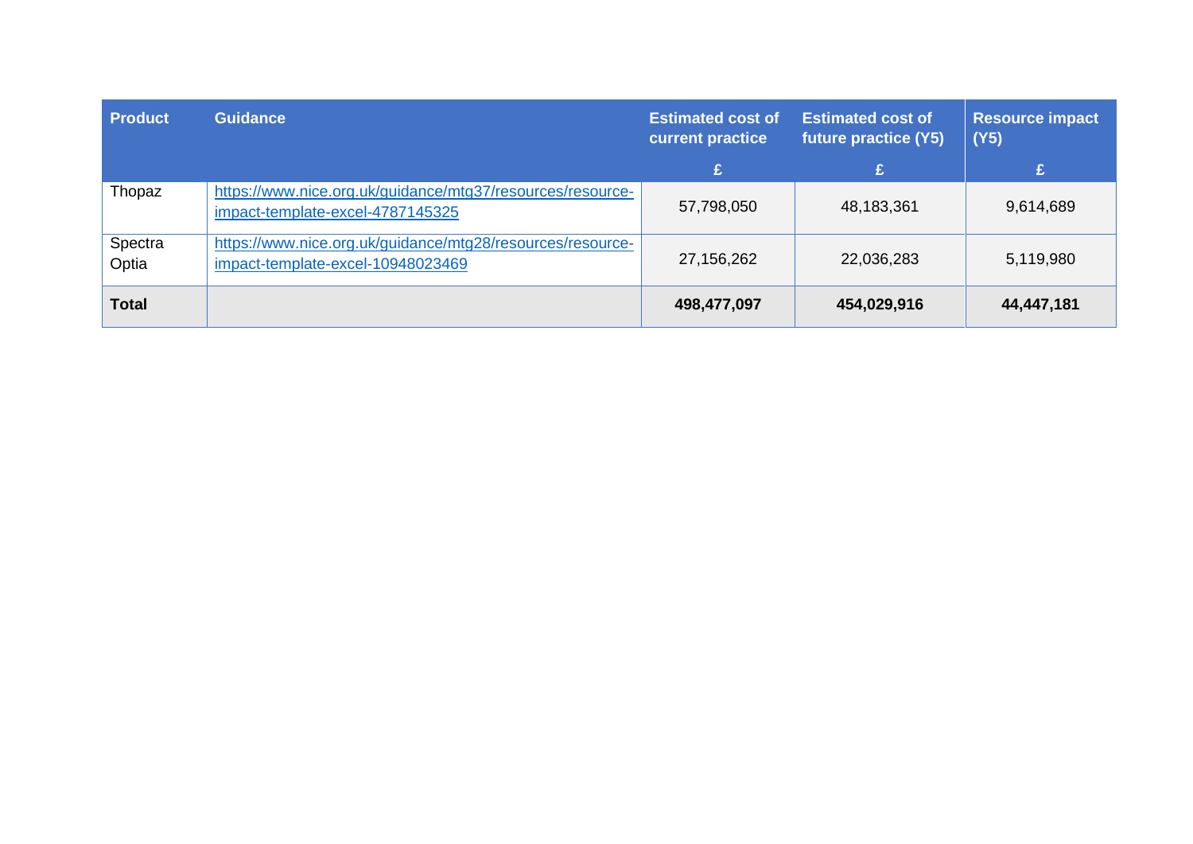| Product | Guidance | Estimated cost of current practice | Estimated cost of future practice (Y5) | Resource impact (Y5) |
|---|---|---|---|---|
| | | £ | £ | £ |
| Thopaz | https://www.nice.org.uk/guidance/mtg37/resources/resource-impact-template-excel-4787145325 | 57,798,050 | 48,183,361 | 9,614,689 |
| Spectra Optia | https://www.nice.org.uk/guidance/mtg28/resources/resource-impact-template-excel-10948023469 | 27,156,262 | 22,036,283 | 5,119,980 |
| **Total** | | **498,477,097** | **454,029,916** | **44,447,181** |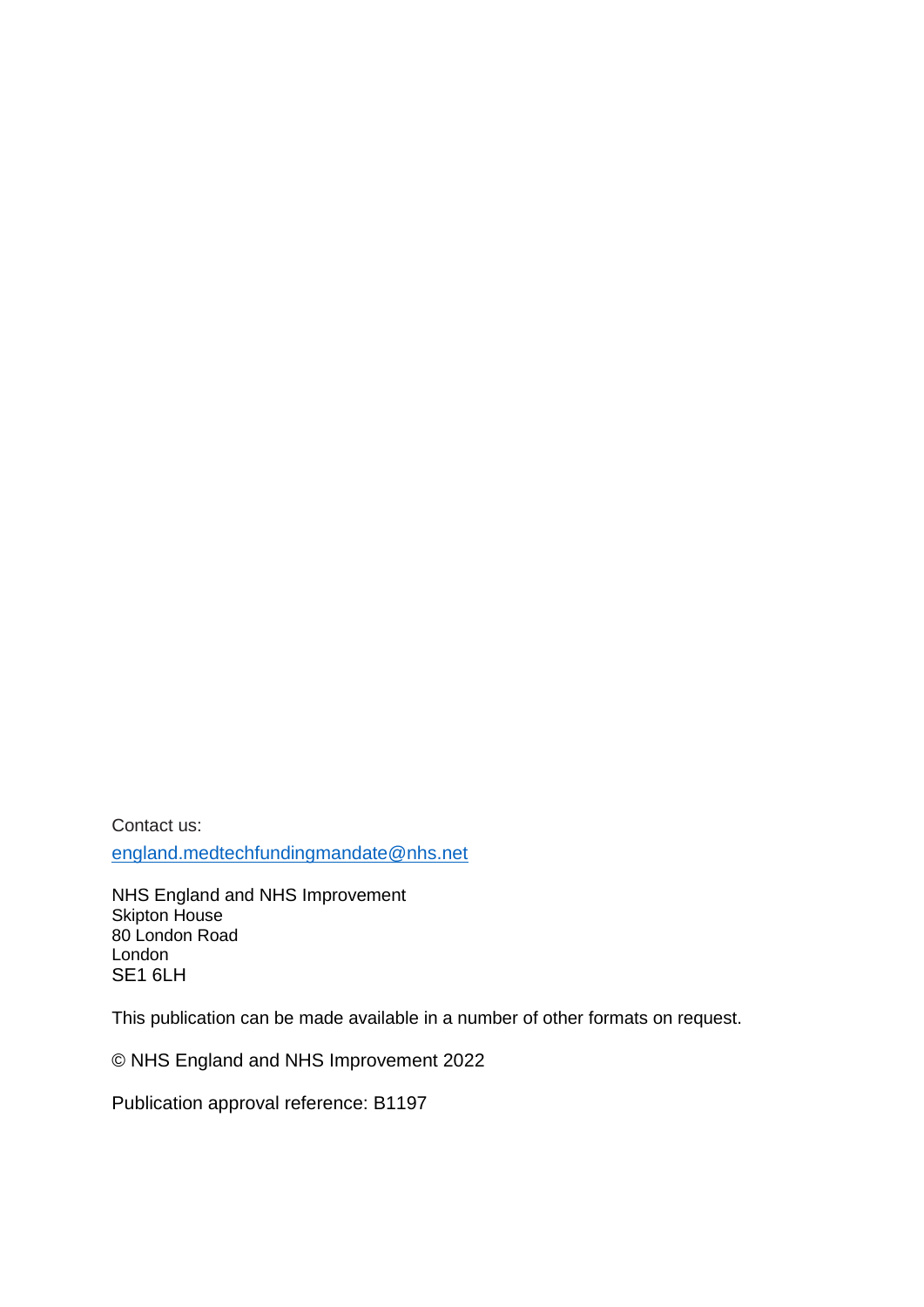Contact us:

england.medtechfundingmandate@nhs.net

NHS England and NHS Improvement
Skipton House
80 London Road
London
SE1 6LH

This publication can be made available in a number of other formats on request.

© NHS England and NHS Improvement 2022

Publication approval reference: B1197